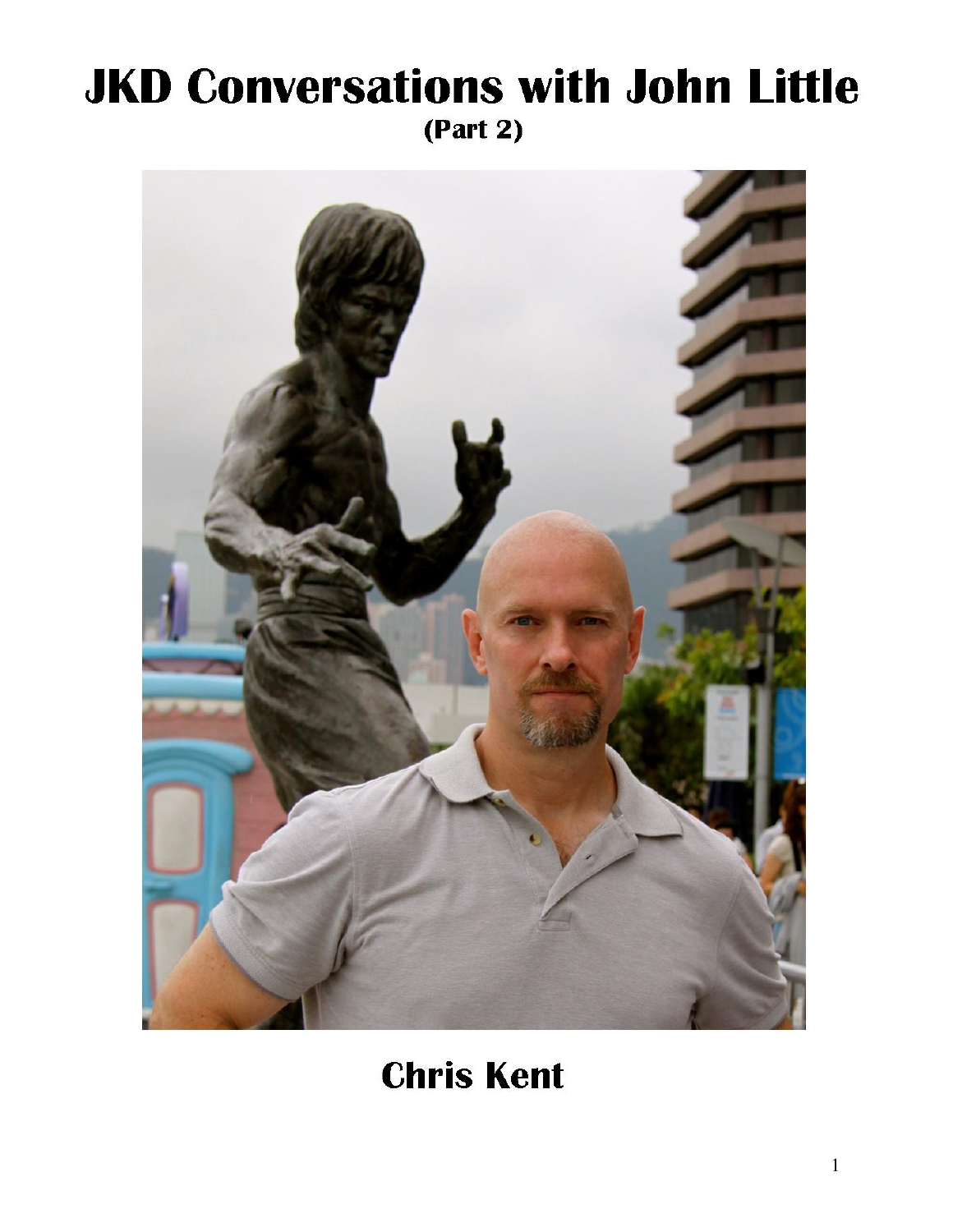# JKD Conversations with John Little

**(Part 2)**

**Chris Kent**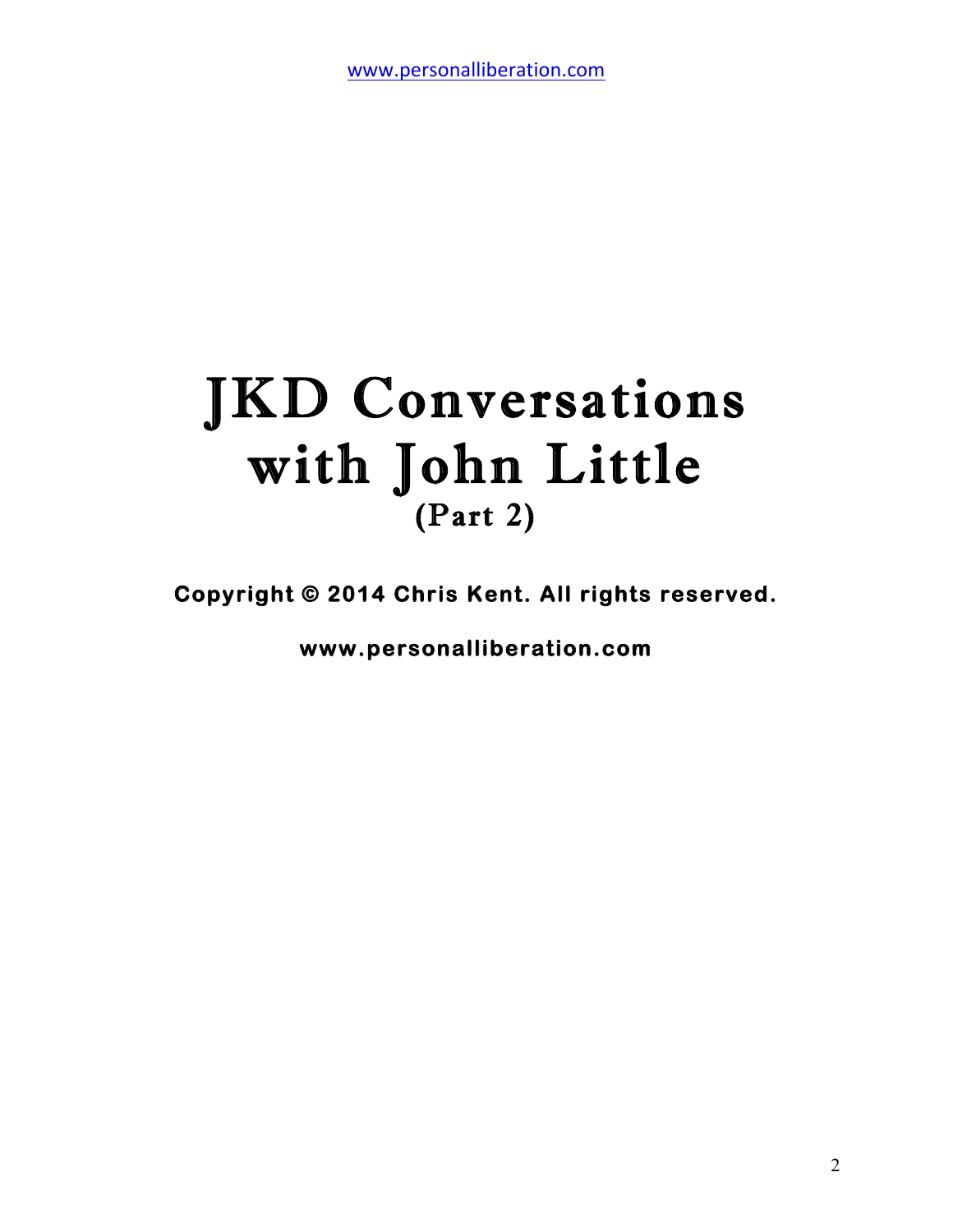# JKD Conversations with John Little

## (Part 2)

**Copyright © 2014 Chris Kent. All rights reserved.**

**www.personalliberation.com**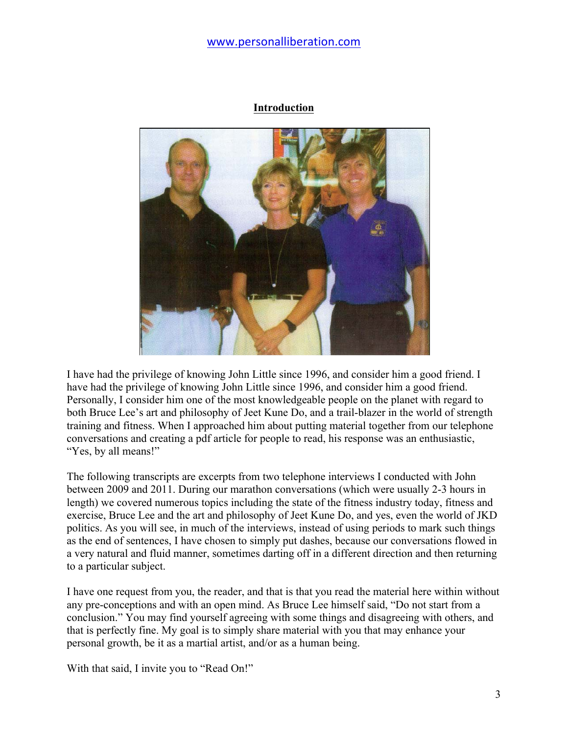**Introduction**

I have had the privilege of knowing John Little since 1996, and consider him a good friend. I have had the privilege of knowing John Little since 1996, and consider him a good friend. Personally, I consider him one of the most knowledgeable people on the planet with regard to both Bruce Lee's art and philosophy of Jeet Kune Do, and a trail-blazer in the world of strength training and fitness. When I approached him about putting material together from our telephone conversations and creating a pdf article for people to read, his response was an enthusiastic, "Yes, by all means!"

The following transcripts are excerpts from two telephone interviews I conducted with John between 2009 and 2011. During our marathon conversations (which were usually 2-3 hours in length) we covered numerous topics including the state of the fitness industry today, fitness and exercise, Bruce Lee and the art and philosophy of Jeet Kune Do, and yes, even the world of JKD politics. As you will see, in much of the interviews, instead of using periods to mark such things as the end of sentences, I have chosen to simply put dashes, because our conversations flowed in a very natural and fluid manner, sometimes darting off in a different direction and then returning to a particular subject.

I have one request from you, the reader, and that is that you read the material here within without any pre-conceptions and with an open mind. As Bruce Lee himself said, "Do not start from a conclusion." You may find yourself agreeing with some things and disagreeing with others, and that is perfectly fine. My goal is to simply share material with you that may enhance your personal growth, be it as a martial artist, and/or as a human being.

With that said, I invite you to "Read On!"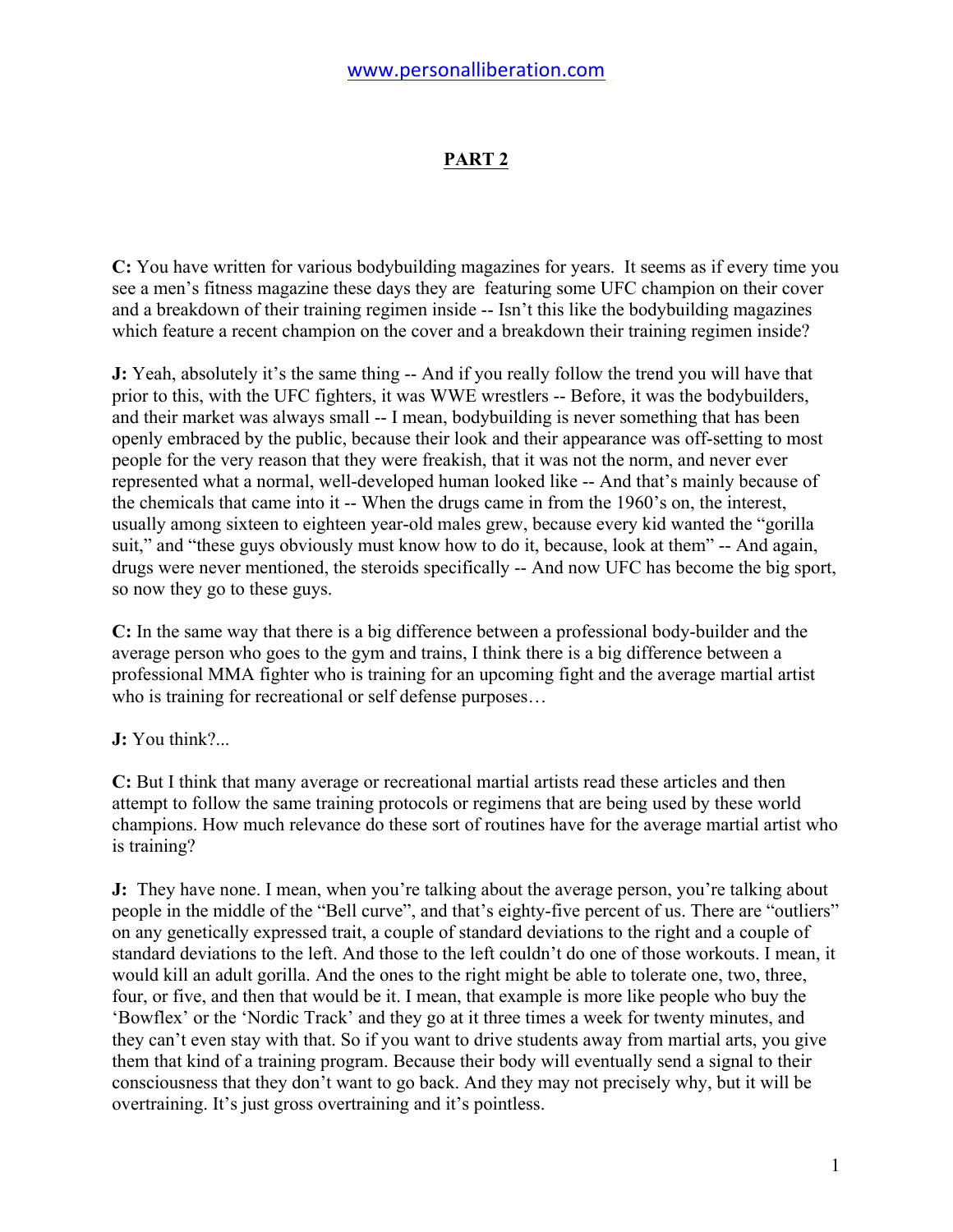## PART 2

**C:** You have written for various bodybuilding magazines for years. It seems as if every time you see a men's fitness magazine these days they are featuring some UFC champion on their cover and a breakdown of their training regimen inside -- Isn't this like the bodybuilding magazines which feature a recent champion on the cover and a breakdown their training regimen inside?

**J:** Yeah, absolutely it's the same thing -- And if you really follow the trend you will have that prior to this, with the UFC fighters, it was WWE wrestlers -- Before, it was the bodybuilders, and their market was always small -- I mean, bodybuilding is never something that has been openly embraced by the public, because their look and their appearance was off-setting to most people for the very reason that they were freakish, that it was not the norm, and never ever represented what a normal, well-developed human looked like -- And that's mainly because of the chemicals that came into it -- When the drugs came in from the 1960's on, the interest, usually among sixteen to eighteen year-old males grew, because every kid wanted the "gorilla suit," and "these guys obviously must know how to do it, because, look at them" -- And again, drugs were never mentioned, the steroids specifically -- And now UFC has become the big sport, so now they go to these guys.

**C:** In the same way that there is a big difference between a professional body-builder and the average person who goes to the gym and trains, I think there is a big difference between a professional MMA fighter who is training for an upcoming fight and the average martial artist who is training for recreational or self defense purposes…

**J:** You think?...

**C:** But I think that many average or recreational martial artists read these articles and then attempt to follow the same training protocols or regimens that are being used by these world champions. How much relevance do these sort of routines have for the average martial artist who is training?

**J:** They have none. I mean, when you're talking about the average person, you're talking about people in the middle of the "Bell curve", and that's eighty-five percent of us. There are "outliers" on any genetically expressed trait, a couple of standard deviations to the right and a couple of standard deviations to the left. And those to the left couldn't do one of those workouts. I mean, it would kill an adult gorilla. And the ones to the right might be able to tolerate one, two, three, four, or five, and then that would be it. I mean, that example is more like people who buy the 'Bowflex' or the 'Nordic Track' and they go at it three times a week for twenty minutes, and they can't even stay with that. So if you want to drive students away from martial arts, you give them that kind of a training program. Because their body will eventually send a signal to their consciousness that they don't want to go back. And they may not precisely why, but it will be overtraining. It's just gross overtraining and it's pointless.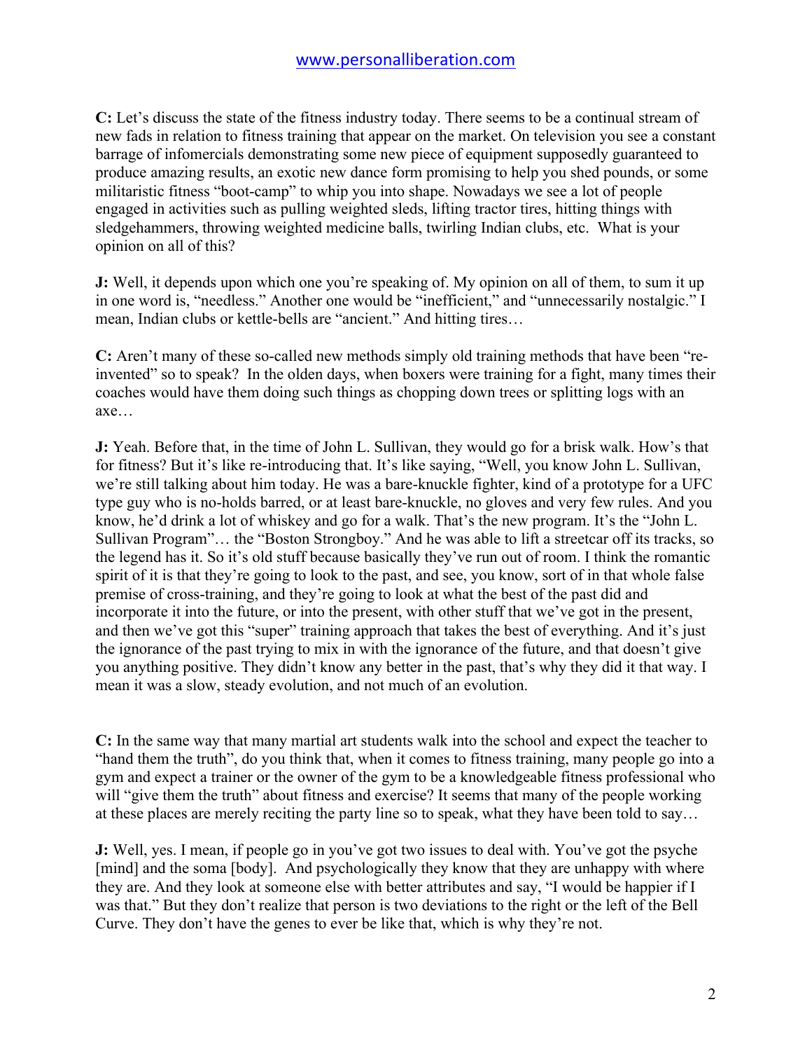**C:** Let's discuss the state of the fitness industry today. There seems to be a continual stream of new fads in relation to fitness training that appear on the market. On television you see a constant barrage of infomercials demonstrating some new piece of equipment supposedly guaranteed to produce amazing results, an exotic new dance form promising to help you shed pounds, or some militaristic fitness "boot-camp" to whip you into shape. Nowadays we see a lot of people engaged in activities such as pulling weighted sleds, lifting tractor tires, hitting things with sledgehammers, throwing weighted medicine balls, twirling Indian clubs, etc. What is your opinion on all of this?

**J:** Well, it depends upon which one you're speaking of. My opinion on all of them, to sum it up in one word is, "needless." Another one would be "inefficient," and "unnecessarily nostalgic." I mean, Indian clubs or kettle-bells are "ancient." And hitting tires…

**C:** Aren't many of these so-called new methods simply old training methods that have been "re-invented" so to speak? In the olden days, when boxers were training for a fight, many times their coaches would have them doing such things as chopping down trees or splitting logs with an axe…

**J:** Yeah. Before that, in the time of John L. Sullivan, they would go for a brisk walk. How's that for fitness? But it's like re-introducing that. It's like saying, "Well, you know John L. Sullivan, we're still talking about him today. He was a bare-knuckle fighter, kind of a prototype for a UFC type guy who is no-holds barred, or at least bare-knuckle, no gloves and very few rules. And you know, he'd drink a lot of whiskey and go for a walk. That's the new program. It's the "John L. Sullivan Program"… the "Boston Strongboy." And he was able to lift a streetcar off its tracks, so the legend has it. So it's old stuff because basically they've run out of room. I think the romantic spirit of it is that they're going to look to the past, and see, you know, sort of in that whole false premise of cross-training, and they're going to look at what the best of the past did and incorporate it into the future, or into the present, with other stuff that we've got in the present, and then we've got this "super" training approach that takes the best of everything. And it's just the ignorance of the past trying to mix in with the ignorance of the future, and that doesn't give you anything positive. They didn't know any better in the past, that's why they did it that way. I mean it was a slow, steady evolution, and not much of an evolution.

**C:** In the same way that many martial art students walk into the school and expect the teacher to "hand them the truth", do you think that, when it comes to fitness training, many people go into a gym and expect a trainer or the owner of the gym to be a knowledgeable fitness professional who will "give them the truth" about fitness and exercise? It seems that many of the people working at these places are merely reciting the party line so to speak, what they have been told to say…

**J:** Well, yes. I mean, if people go in you've got two issues to deal with. You've got the psyche [mind] and the soma [body]. And psychologically they know that they are unhappy with where they are. And they look at someone else with better attributes and say, "I would be happier if I was that." But they don't realize that person is two deviations to the right or the left of the Bell Curve. They don't have the genes to ever be like that, which is why they're not.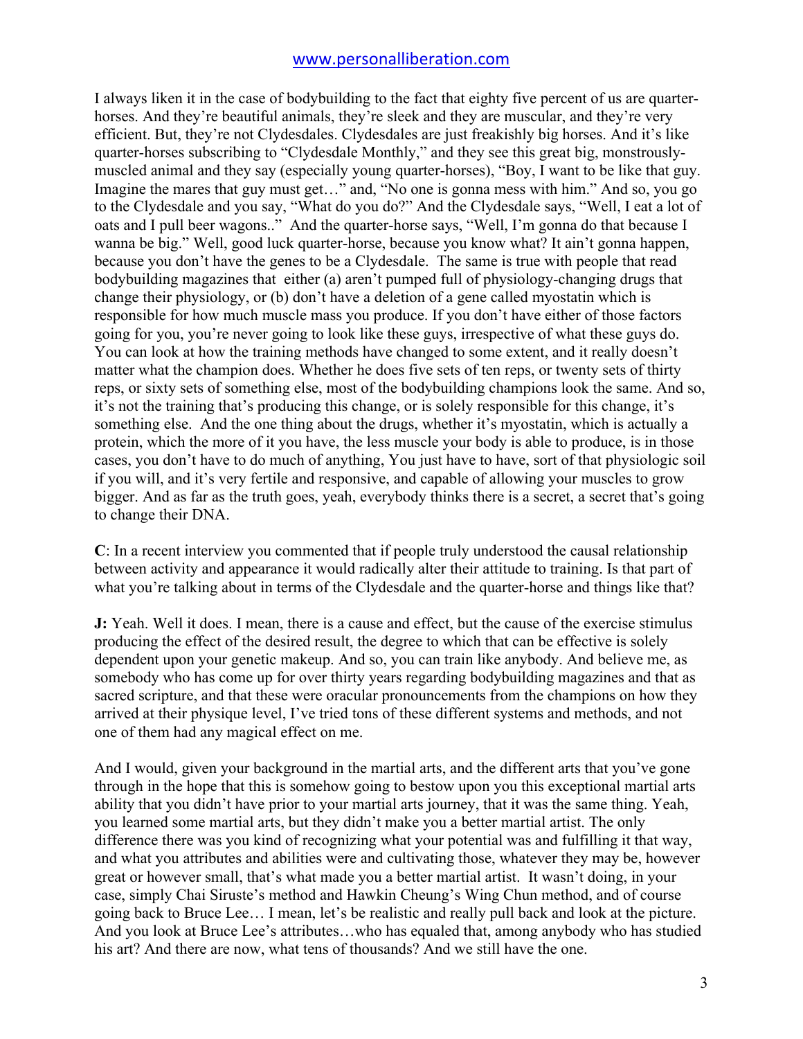I always liken it in the case of bodybuilding to the fact that eighty five percent of us are quarter-horses. And they're beautiful animals, they're sleek and they are muscular, and they're very efficient. But, they're not Clydesdales. Clydesdales are just freakishly big horses. And it's like quarter-horses subscribing to "Clydesdale Monthly," and they see this great big, monstrously-muscled animal and they say (especially young quarter-horses), "Boy, I want to be like that guy. Imagine the mares that guy must get…" and, "No one is gonna mess with him." And so, you go to the Clydesdale and you say, "What do you do?" And the Clydesdale says, "Well, I eat a lot of oats and I pull beer wagons.." And the quarter-horse says, "Well, I'm gonna do that because I wanna be big." Well, good luck quarter-horse, because you know what? It ain't gonna happen, because you don't have the genes to be a Clydesdale. The same is true with people that read bodybuilding magazines that either (a) aren't pumped full of physiology-changing drugs that change their physiology, or (b) don't have a deletion of a gene called myostatin which is responsible for how much muscle mass you produce. If you don't have either of those factors going for you, you're never going to look like these guys, irrespective of what these guys do. You can look at how the training methods have changed to some extent, and it really doesn't matter what the champion does. Whether he does five sets of ten reps, or twenty sets of thirty reps, or sixty sets of something else, most of the bodybuilding champions look the same. And so, it's not the training that's producing this change, or is solely responsible for this change, it's something else. And the one thing about the drugs, whether it's myostatin, which is actually a protein, which the more of it you have, the less muscle your body is able to produce, is in those cases, you don't have to do much of anything, You just have to have, sort of that physiologic soil if you will, and it's very fertile and responsive, and capable of allowing your muscles to grow bigger. And as far as the truth goes, yeah, everybody thinks there is a secret, a secret that's going to change their DNA.

**C**: In a recent interview you commented that if people truly understood the causal relationship between activity and appearance it would radically alter their attitude to training. Is that part of what you're talking about in terms of the Clydesdale and the quarter-horse and things like that?

**J:** Yeah. Well it does. I mean, there is a cause and effect, but the cause of the exercise stimulus producing the effect of the desired result, the degree to which that can be effective is solely dependent upon your genetic makeup. And so, you can train like anybody. And believe me, as somebody who has come up for over thirty years regarding bodybuilding magazines and that as sacred scripture, and that these were oracular pronouncements from the champions on how they arrived at their physique level, I've tried tons of these different systems and methods, and not one of them had any magical effect on me.

And I would, given your background in the martial arts, and the different arts that you've gone through in the hope that this is somehow going to bestow upon you this exceptional martial arts ability that you didn't have prior to your martial arts journey, that it was the same thing. Yeah, you learned some martial arts, but they didn't make you a better martial artist. The only difference there was you kind of recognizing what your potential was and fulfilling it that way, and what you attributes and abilities were and cultivating those, whatever they may be, however great or however small, that's what made you a better martial artist. It wasn't doing, in your case, simply Chai Siruste's method and Hawkin Cheung's Wing Chun method, and of course going back to Bruce Lee… I mean, let's be realistic and really pull back and look at the picture. And you look at Bruce Lee's attributes…who has equaled that, among anybody who has studied his art? And there are now, what tens of thousands? And we still have the one.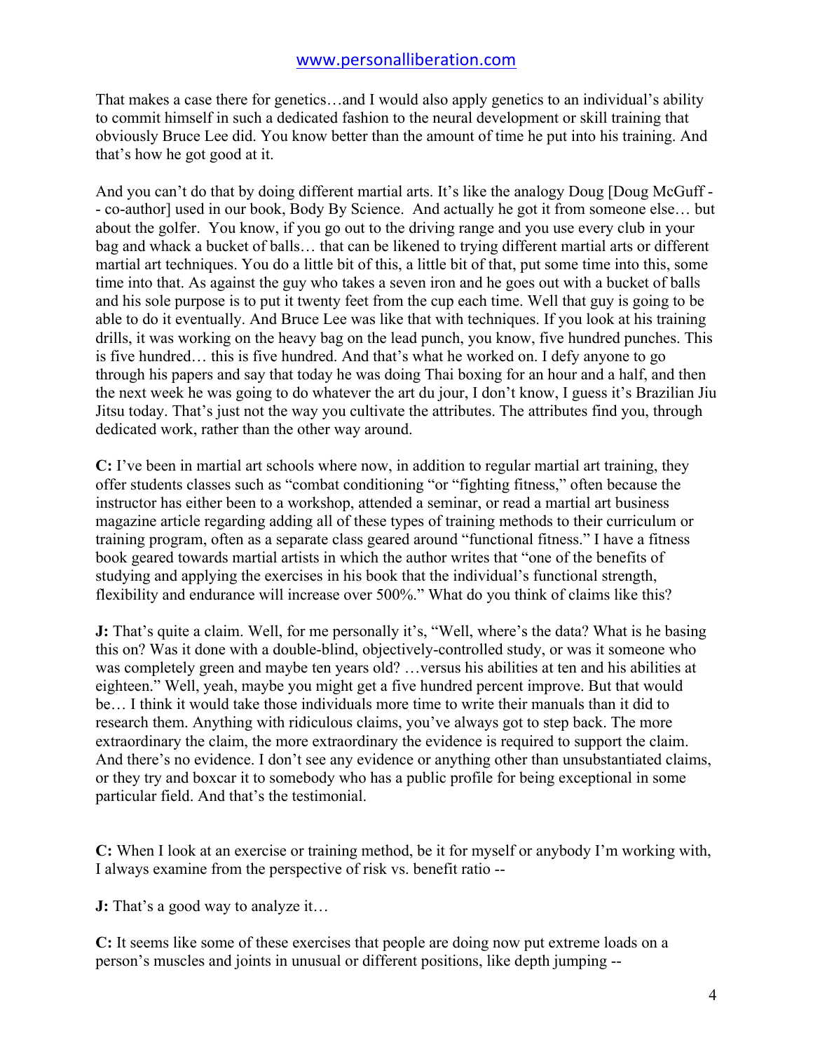That makes a case there for genetics…and I would also apply genetics to an individual's ability to commit himself in such a dedicated fashion to the neural development or skill training that obviously Bruce Lee did. You know better than the amount of time he put into his training. And that's how he got good at it.

And you can't do that by doing different martial arts. It's like the analogy Doug [Doug McGuff -- co-author] used in our book, Body By Science. And actually he got it from someone else… but about the golfer. You know, if you go out to the driving range and you use every club in your bag and whack a bucket of balls… that can be likened to trying different martial arts or different martial art techniques. You do a little bit of this, a little bit of that, put some time into this, some time into that. As against the guy who takes a seven iron and he goes out with a bucket of balls and his sole purpose is to put it twenty feet from the cup each time. Well that guy is going to be able to do it eventually. And Bruce Lee was like that with techniques. If you look at his training drills, it was working on the heavy bag on the lead punch, you know, five hundred punches. This is five hundred… this is five hundred. And that's what he worked on. I defy anyone to go through his papers and say that today he was doing Thai boxing for an hour and a half, and then the next week he was going to do whatever the art du jour, I don't know, I guess it's Brazilian Jiu Jitsu today. That's just not the way you cultivate the attributes. The attributes find you, through dedicated work, rather than the other way around.

**C:** I've been in martial art schools where now, in addition to regular martial art training, they offer students classes such as "combat conditioning "or "fighting fitness," often because the instructor has either been to a workshop, attended a seminar, or read a martial art business magazine article regarding adding all of these types of training methods to their curriculum or training program, often as a separate class geared around "functional fitness." I have a fitness book geared towards martial artists in which the author writes that "one of the benefits of studying and applying the exercises in his book that the individual's functional strength, flexibility and endurance will increase over 500%." What do you think of claims like this?

**J:** That's quite a claim. Well, for me personally it's, "Well, where's the data? What is he basing this on? Was it done with a double-blind, objectively-controlled study, or was it someone who was completely green and maybe ten years old? …versus his abilities at ten and his abilities at eighteen." Well, yeah, maybe you might get a five hundred percent improve. But that would be… I think it would take those individuals more time to write their manuals than it did to research them. Anything with ridiculous claims, you've always got to step back. The more extraordinary the claim, the more extraordinary the evidence is required to support the claim. And there's no evidence. I don't see any evidence or anything other than unsubstantiated claims, or they try and boxcar it to somebody who has a public profile for being exceptional in some particular field. And that's the testimonial.

**C:** When I look at an exercise or training method, be it for myself or anybody I'm working with, I always examine from the perspective of risk vs. benefit ratio --

**J:** That's a good way to analyze it…

**C:** It seems like some of these exercises that people are doing now put extreme loads on a person's muscles and joints in unusual or different positions, like depth jumping --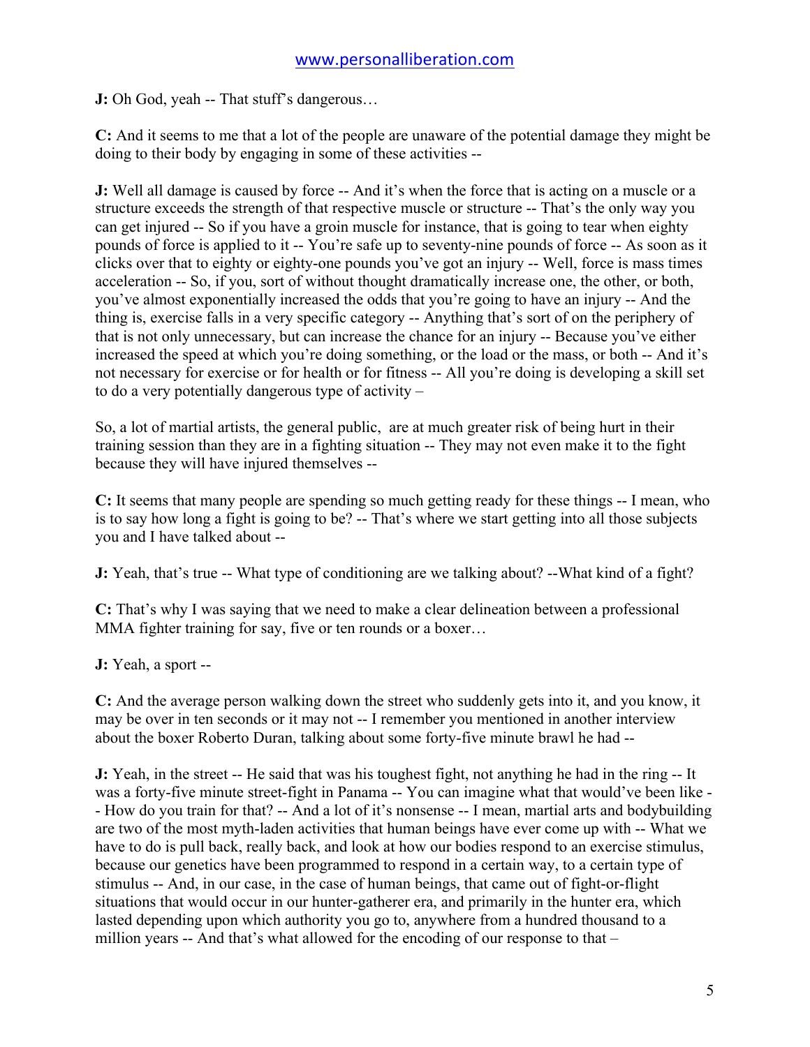**J:** Oh God, yeah -- That stuff's dangerous…

**C:** And it seems to me that a lot of the people are unaware of the potential damage they might be doing to their body by engaging in some of these activities --

**J:** Well all damage is caused by force -- And it's when the force that is acting on a muscle or a structure exceeds the strength of that respective muscle or structure -- That's the only way you can get injured -- So if you have a groin muscle for instance, that is going to tear when eighty pounds of force is applied to it -- You're safe up to seventy-nine pounds of force -- As soon as it clicks over that to eighty or eighty-one pounds you've got an injury -- Well, force is mass times acceleration -- So, if you, sort of without thought dramatically increase one, the other, or both, you've almost exponentially increased the odds that you're going to have an injury -- And the thing is, exercise falls in a very specific category -- Anything that's sort of on the periphery of that is not only unnecessary, but can increase the chance for an injury -- Because you've either increased the speed at which you're doing something, or the load or the mass, or both -- And it's not necessary for exercise or for health or for fitness -- All you're doing is developing a skill set to do a very potentially dangerous type of activity –

So, a lot of martial artists, the general public,  are at much greater risk of being hurt in their training session than they are in a fighting situation -- They may not even make it to the fight because they will have injured themselves --

**C:** It seems that many people are spending so much getting ready for these things -- I mean, who is to say how long a fight is going to be? -- That's where we start getting into all those subjects you and I have talked about --

**J:** Yeah, that's true -- What type of conditioning are we talking about? --What kind of a fight?

**C:** That's why I was saying that we need to make a clear delineation between a professional MMA fighter training for say, five or ten rounds or a boxer…

**J:** Yeah, a sport --

**C:** And the average person walking down the street who suddenly gets into it, and you know, it may be over in ten seconds or it may not -- I remember you mentioned in another interview about the boxer Roberto Duran, talking about some forty-five minute brawl he had --

**J:** Yeah, in the street -- He said that was his toughest fight, not anything he had in the ring -- It was a forty-five minute street-fight in Panama -- You can imagine what that would've been like -- How do you train for that? -- And a lot of it's nonsense -- I mean, martial arts and bodybuilding are two of the most myth-laden activities that human beings have ever come up with -- What we have to do is pull back, really back, and look at how our bodies respond to an exercise stimulus, because our genetics have been programmed to respond in a certain way, to a certain type of stimulus -- And, in our case, in the case of human beings, that came out of fight-or-flight situations that would occur in our hunter-gatherer era, and primarily in the hunter era, which lasted depending upon which authority you go to, anywhere from a hundred thousand to a million years -- And that's what allowed for the encoding of our response to that –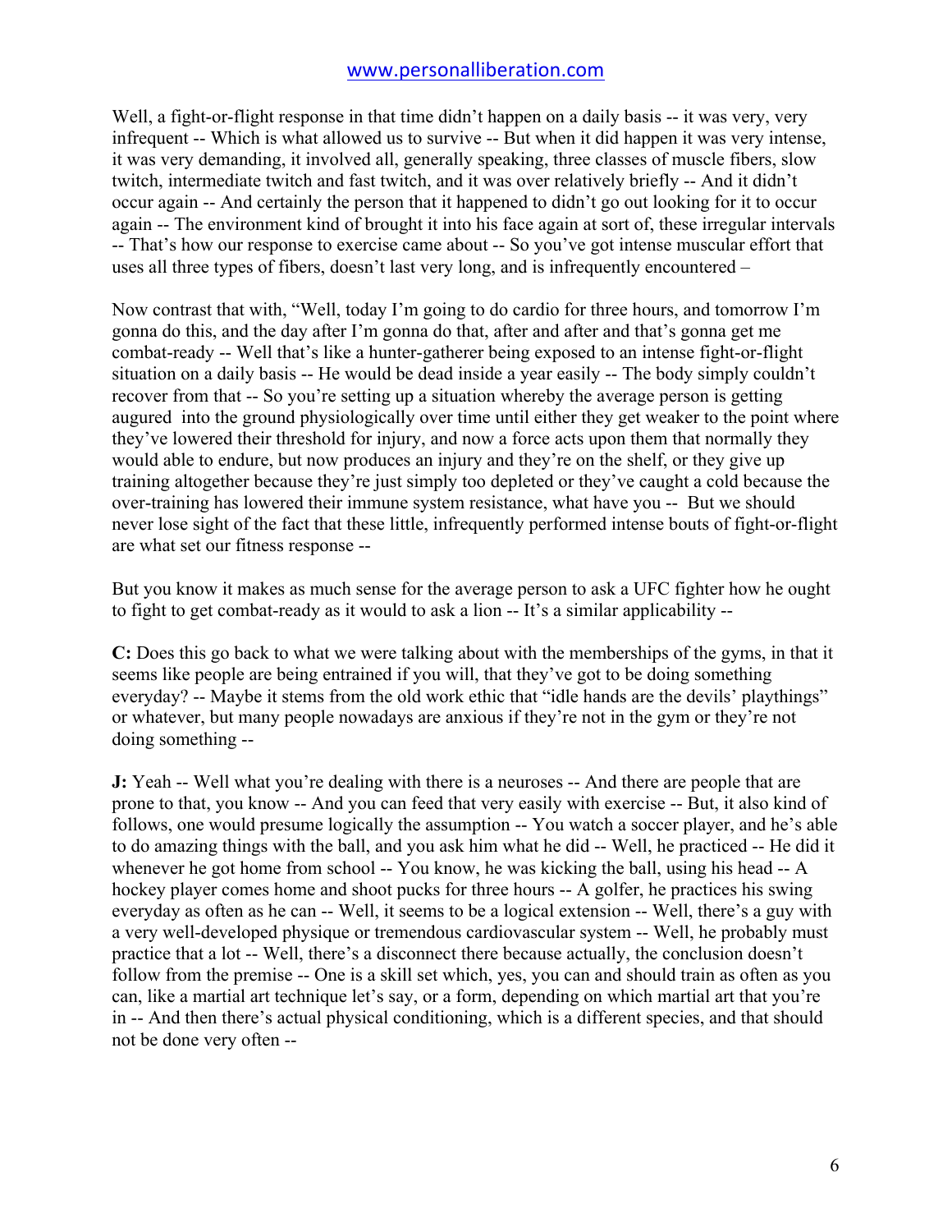Well, a fight-or-flight response in that time didn't happen on a daily basis -- it was very, very infrequent -- Which is what allowed us to survive -- But when it did happen it was very intense, it was very demanding, it involved all, generally speaking, three classes of muscle fibers, slow twitch, intermediate twitch and fast twitch, and it was over relatively briefly -- And it didn't occur again -- And certainly the person that it happened to didn't go out looking for it to occur again -- The environment kind of brought it into his face again at sort of, these irregular intervals -- That's how our response to exercise came about -- So you've got intense muscular effort that uses all three types of fibers, doesn't last very long, and is infrequently encountered –

Now contrast that with, "Well, today I'm going to do cardio for three hours, and tomorrow I'm gonna do this, and the day after I'm gonna do that, after and after and that's gonna get me combat-ready -- Well that's like a hunter-gatherer being exposed to an intense fight-or-flight situation on a daily basis -- He would be dead inside a year easily -- The body simply couldn't recover from that -- So you're setting up a situation whereby the average person is getting augured into the ground physiologically over time until either they get weaker to the point where they've lowered their threshold for injury, and now a force acts upon them that normally they would able to endure, but now produces an injury and they're on the shelf, or they give up training altogether because they're just simply too depleted or they've caught a cold because the over-training has lowered their immune system resistance, what have you -- But we should never lose sight of the fact that these little, infrequently performed intense bouts of fight-or-flight are what set our fitness response --

But you know it makes as much sense for the average person to ask a UFC fighter how he ought to fight to get combat-ready as it would to ask a lion -- It's a similar applicability --

**C:** Does this go back to what we were talking about with the memberships of the gyms, in that it seems like people are being entrained if you will, that they've got to be doing something everyday? -- Maybe it stems from the old work ethic that "idle hands are the devils' playthings" or whatever, but many people nowadays are anxious if they're not in the gym or they're not doing something --

**J:** Yeah -- Well what you're dealing with there is a neuroses -- And there are people that are prone to that, you know -- And you can feed that very easily with exercise -- But, it also kind of follows, one would presume logically the assumption -- You watch a soccer player, and he's able to do amazing things with the ball, and you ask him what he did -- Well, he practiced -- He did it whenever he got home from school -- You know, he was kicking the ball, using his head -- A hockey player comes home and shoot pucks for three hours -- A golfer, he practices his swing everyday as often as he can -- Well, it seems to be a logical extension -- Well, there's a guy with a very well-developed physique or tremendous cardiovascular system -- Well, he probably must practice that a lot -- Well, there's a disconnect there because actually, the conclusion doesn't follow from the premise -- One is a skill set which, yes, you can and should train as often as you can, like a martial art technique let's say, or a form, depending on which martial art that you're in -- And then there's actual physical conditioning, which is a different species, and that should not be done very often --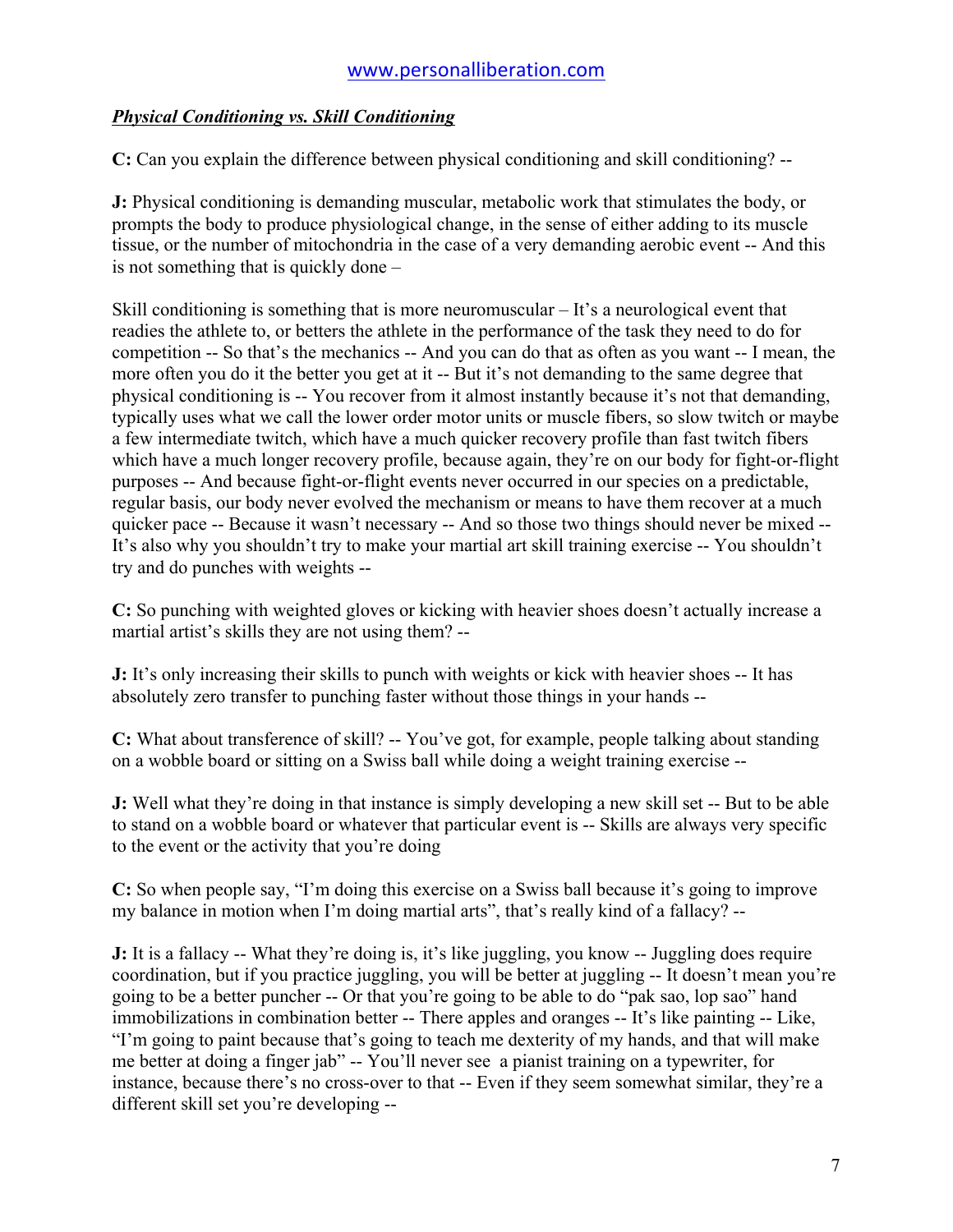***Physical Conditioning vs. Skill Conditioning***

**C:** Can you explain the difference between physical conditioning and skill conditioning? --

**J:** Physical conditioning is demanding muscular, metabolic work that stimulates the body, or prompts the body to produce physiological change, in the sense of either adding to its muscle tissue, or the number of mitochondria in the case of a very demanding aerobic event -- And this is not something that is quickly done –

Skill conditioning is something that is more neuromuscular – It's a neurological event that readies the athlete to, or betters the athlete in the performance of the task they need to do for competition -- So that's the mechanics -- And you can do that as often as you want -- I mean, the more often you do it the better you get at it -- But it's not demanding to the same degree that physical conditioning is -- You recover from it almost instantly because it's not that demanding, typically uses what we call the lower order motor units or muscle fibers, so slow twitch or maybe a few intermediate twitch, which have a much quicker recovery profile than fast twitch fibers which have a much longer recovery profile, because again, they're on our body for fight-or-flight purposes -- And because fight-or-flight events never occurred in our species on a predictable, regular basis, our body never evolved the mechanism or means to have them recover at a much quicker pace -- Because it wasn't necessary -- And so those two things should never be mixed -- It's also why you shouldn't try to make your martial art skill training exercise -- You shouldn't try and do punches with weights --

**C:** So punching with weighted gloves or kicking with heavier shoes doesn't actually increase a martial artist's skills they are not using them? --

**J:** It's only increasing their skills to punch with weights or kick with heavier shoes -- It has absolutely zero transfer to punching faster without those things in your hands --

**C:** What about transference of skill? -- You've got, for example, people talking about standing on a wobble board or sitting on a Swiss ball while doing a weight training exercise --

**J:** Well what they're doing in that instance is simply developing a new skill set -- But to be able to stand on a wobble board or whatever that particular event is -- Skills are always very specific to the event or the activity that you're doing

**C:** So when people say, "I'm doing this exercise on a Swiss ball because it's going to improve my balance in motion when I'm doing martial arts", that's really kind of a fallacy? --

**J:** It is a fallacy -- What they're doing is, it's like juggling, you know -- Juggling does require coordination, but if you practice juggling, you will be better at juggling -- It doesn't mean you're going to be a better puncher -- Or that you're going to be able to do "pak sao, lop sao" hand immobilizations in combination better -- There apples and oranges -- It's like painting -- Like, "I'm going to paint because that's going to teach me dexterity of my hands, and that will make me better at doing a finger jab" -- You'll never see a pianist training on a typewriter, for instance, because there's no cross-over to that -- Even if they seem somewhat similar, they're a different skill set you're developing --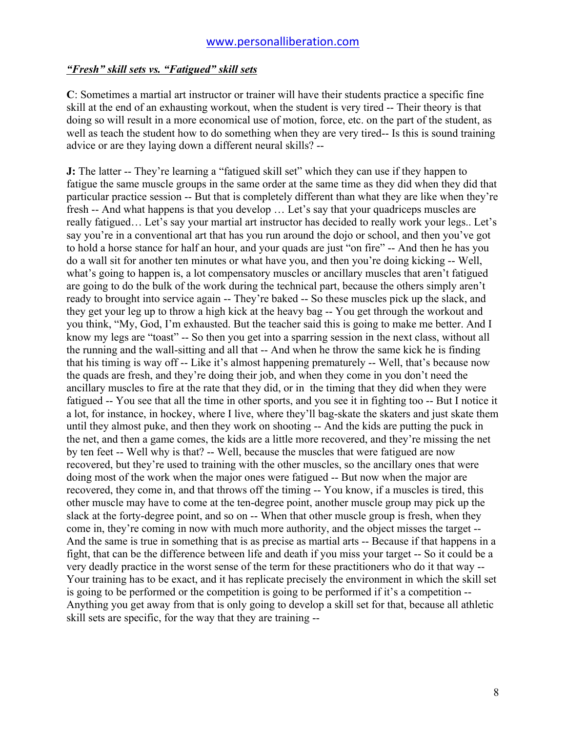***"Fresh" skill sets vs. "Fatigued" skill sets***

**C**: Sometimes a martial art instructor or trainer will have their students practice a specific fine skill at the end of an exhausting workout, when the student is very tired -- Their theory is that doing so will result in a more economical use of motion, force, etc. on the part of the student, as well as teach the student how to do something when they are very tired-- Is this is sound training advice or are they laying down a different neural skills? --

**J:** The latter -- They're learning a "fatigued skill set" which they can use if they happen to fatigue the same muscle groups in the same order at the same time as they did when they did that particular practice session -- But that is completely different than what they are like when they're fresh -- And what happens is that you develop … Let's say that your quadriceps muscles are really fatigued… Let's say your martial art instructor has decided to really work your legs.. Let's say you're in a conventional art that has you run around the dojo or school, and then you've got to hold a horse stance for half an hour, and your quads are just "on fire" -- And then he has you do a wall sit for another ten minutes or what have you, and then you're doing kicking -- Well, what's going to happen is, a lot compensatory muscles or ancillary muscles that aren't fatigued are going to do the bulk of the work during the technical part, because the others simply aren't ready to brought into service again -- They're baked -- So these muscles pick up the slack, and they get your leg up to throw a high kick at the heavy bag -- You get through the workout and you think, "My, God, I'm exhausted. But the teacher said this is going to make me better. And I know my legs are "toast" -- So then you get into a sparring session in the next class, without all the running and the wall-sitting and all that -- And when he throw the same kick he is finding that his timing is way off -- Like it's almost happening prematurely -- Well, that's because now the quads are fresh, and they're doing their job, and when they come in you don't need the ancillary muscles to fire at the rate that they did, or in the timing that they did when they were fatigued -- You see that all the time in other sports, and you see it in fighting too -- But I notice it a lot, for instance, in hockey, where I live, where they'll bag-skate the skaters and just skate them until they almost puke, and then they work on shooting -- And the kids are putting the puck in the net, and then a game comes, the kids are a little more recovered, and they're missing the net by ten feet -- Well why is that? -- Well, because the muscles that were fatigued are now recovered, but they're used to training with the other muscles, so the ancillary ones that were doing most of the work when the major ones were fatigued -- But now when the major are recovered, they come in, and that throws off the timing -- You know, if a muscles is tired, this other muscle may have to come at the ten-degree point, another muscle group may pick up the slack at the forty-degree point, and so on -- When that other muscle group is fresh, when they come in, they're coming in now with much more authority, and the object misses the target -- And the same is true in something that is as precise as martial arts -- Because if that happens in a fight, that can be the difference between life and death if you miss your target -- So it could be a very deadly practice in the worst sense of the term for these practitioners who do it that way -- Your training has to be exact, and it has replicate precisely the environment in which the skill set is going to be performed or the competition is going to be performed if it's a competition -- Anything you get away from that is only going to develop a skill set for that, because all athletic skill sets are specific, for the way that they are training --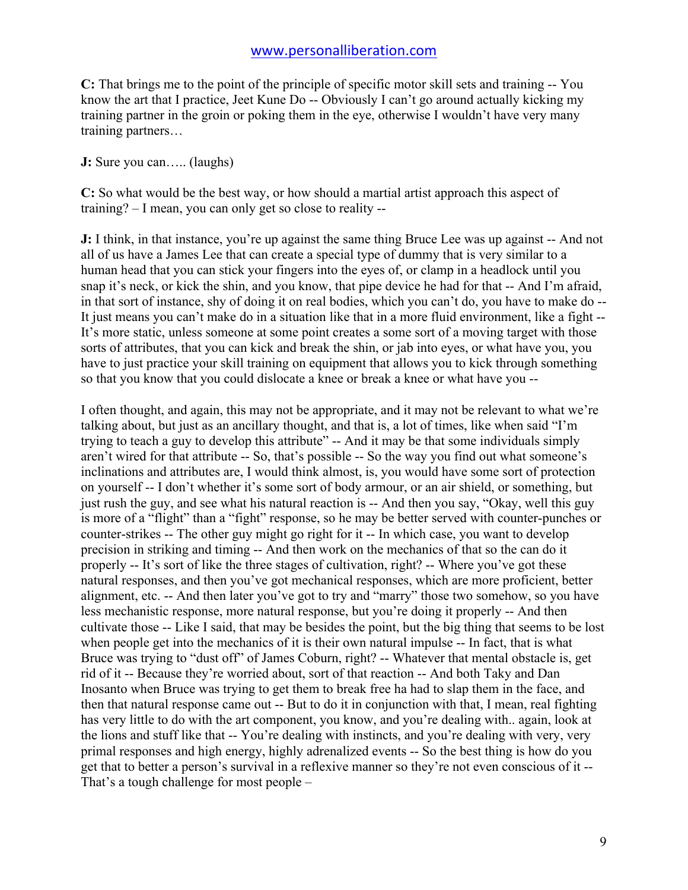**C:** That brings me to the point of the principle of specific motor skill sets and training -- You know the art that I practice, Jeet Kune Do -- Obviously I can't go around actually kicking my training partner in the groin or poking them in the eye, otherwise I wouldn't have very many training partners…

**J:** Sure you can….. (laughs)

**C:** So what would be the best way, or how should a martial artist approach this aspect of training? – I mean, you can only get so close to reality --

**J:** I think, in that instance, you're up against the same thing Bruce Lee was up against -- And not all of us have a James Lee that can create a special type of dummy that is very similar to a human head that you can stick your fingers into the eyes of, or clamp in a headlock until you snap it's neck, or kick the shin, and you know, that pipe device he had for that -- And I'm afraid, in that sort of instance, shy of doing it on real bodies, which you can't do, you have to make do -- It just means you can't make do in a situation like that in a more fluid environment, like a fight -- It's more static, unless someone at some point creates a some sort of a moving target with those sorts of attributes, that you can kick and break the shin, or jab into eyes, or what have you, you have to just practice your skill training on equipment that allows you to kick through something so that you know that you could dislocate a knee or break a knee or what have you --

I often thought, and again, this may not be appropriate, and it may not be relevant to what we're talking about, but just as an ancillary thought, and that is, a lot of times, like when said "I'm trying to teach a guy to develop this attribute" -- And it may be that some individuals simply aren't wired for that attribute -- So, that's possible -- So the way you find out what someone's inclinations and attributes are, I would think almost, is, you would have some sort of protection on yourself -- I don't whether it's some sort of body armour, or an air shield, or something, but just rush the guy, and see what his natural reaction is -- And then you say, "Okay, well this guy is more of a "flight" than a "fight" response, so he may be better served with counter-punches or counter-strikes -- The other guy might go right for it -- In which case, you want to develop precision in striking and timing -- And then work on the mechanics of that so the can do it properly -- It's sort of like the three stages of cultivation, right? -- Where you've got these natural responses, and then you've got mechanical responses, which are more proficient, better alignment, etc. -- And then later you've got to try and "marry" those two somehow, so you have less mechanistic response, more natural response, but you're doing it properly -- And then cultivate those -- Like I said, that may be besides the point, but the big thing that seems to be lost when people get into the mechanics of it is their own natural impulse -- In fact, that is what Bruce was trying to "dust off" of James Coburn, right? -- Whatever that mental obstacle is, get rid of it -- Because they're worried about, sort of that reaction -- And both Taky and Dan Inosanto when Bruce was trying to get them to break free ha had to slap them in the face, and then that natural response came out -- But to do it in conjunction with that, I mean, real fighting has very little to do with the art component, you know, and you're dealing with.. again, look at the lions and stuff like that -- You're dealing with instincts, and you're dealing with very, very primal responses and high energy, highly adrenalized events -- So the best thing is how do you get that to better a person's survival in a reflexive manner so they're not even conscious of it -- That's a tough challenge for most people –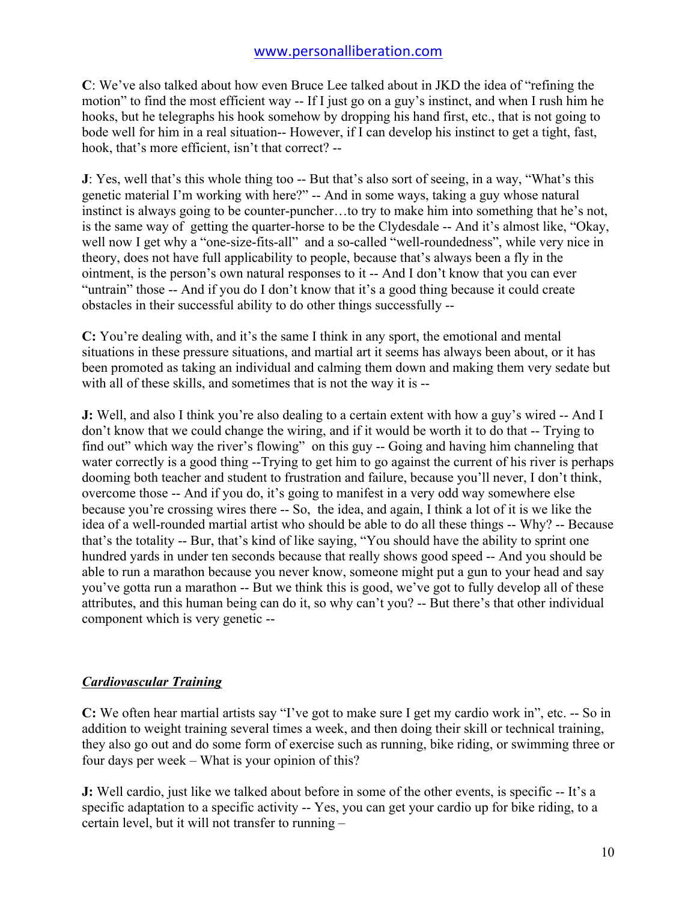**C**: We've also talked about how even Bruce Lee talked about in JKD the idea of "refining the motion" to find the most efficient way -- If I just go on a guy's instinct, and when I rush him he hooks, but he telegraphs his hook somehow by dropping his hand first, etc., that is not going to bode well for him in a real situation-- However, if I can develop his instinct to get a tight, fast, hook, that's more efficient, isn't that correct? --

**J**: Yes, well that's this whole thing too -- But that's also sort of seeing, in a way, "What's this genetic material I'm working with here?" -- And in some ways, taking a guy whose natural instinct is always going to be counter-puncher…to try to make him into something that he's not, is the same way of getting the quarter-horse to be the Clydesdale -- And it's almost like, "Okay, well now I get why a "one-size-fits-all" and a so-called "well-roundedness", while very nice in theory, does not have full applicability to people, because that's always been a fly in the ointment, is the person's own natural responses to it -- And I don't know that you can ever "untrain" those -- And if you do I don't know that it's a good thing because it could create obstacles in their successful ability to do other things successfully --

**C:** You're dealing with, and it's the same I think in any sport, the emotional and mental situations in these pressure situations, and martial art it seems has always been about, or it has been promoted as taking an individual and calming them down and making them very sedate but with all of these skills, and sometimes that is not the way it is --

**J:** Well, and also I think you're also dealing to a certain extent with how a guy's wired -- And I don't know that we could change the wiring, and if it would be worth it to do that -- Trying to find out" which way the river's flowing" on this guy -- Going and having him channeling that water correctly is a good thing --Trying to get him to go against the current of his river is perhaps dooming both teacher and student to frustration and failure, because you'll never, I don't think, overcome those -- And if you do, it's going to manifest in a very odd way somewhere else because you're crossing wires there -- So, the idea, and again, I think a lot of it is we like the idea of a well-rounded martial artist who should be able to do all these things -- Why? -- Because that's the totality -- Bur, that's kind of like saying, "You should have the ability to sprint one hundred yards in under ten seconds because that really shows good speed -- And you should be able to run a marathon because you never know, someone might put a gun to your head and say you've gotta run a marathon -- But we think this is good, we've got to fully develop all of these attributes, and this human being can do it, so why can't you? -- But there's that other individual component which is very genetic --

***Cardiovascular Training***

**C:** We often hear martial artists say "I've got to make sure I get my cardio work in", etc. -- So in addition to weight training several times a week, and then doing their skill or technical training, they also go out and do some form of exercise such as running, bike riding, or swimming three or four days per week – What is your opinion of this?

**J:** Well cardio, just like we talked about before in some of the other events, is specific -- It's a specific adaptation to a specific activity -- Yes, you can get your cardio up for bike riding, to a certain level, but it will not transfer to running –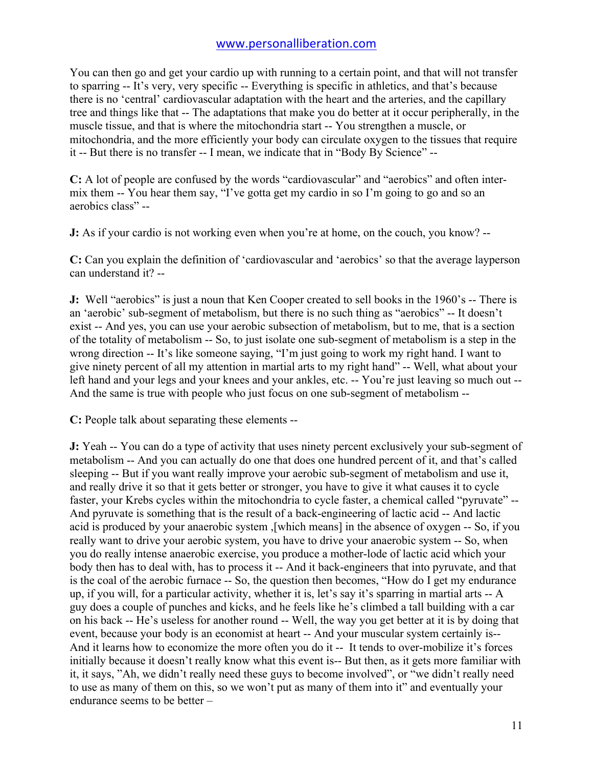You can then go and get your cardio up with running to a certain point, and that will not transfer to sparring -- It's very, very specific -- Everything is specific in athletics, and that's because there is no 'central' cardiovascular adaptation with the heart and the arteries, and the capillary tree and things like that -- The adaptations that make you do better at it occur peripherally, in the muscle tissue, and that is where the mitochondria start -- You strengthen a muscle, or mitochondria, and the more efficiently your body can circulate oxygen to the tissues that require it -- But there is no transfer -- I mean, we indicate that in "Body By Science" --

**C:** A lot of people are confused by the words "cardiovascular" and "aerobics" and often inter-mix them -- You hear them say, "I've gotta get my cardio in so I'm going to go and so an aerobics class" --

**J:** As if your cardio is not working even when you're at home, on the couch, you know? --

**C:** Can you explain the definition of 'cardiovascular and 'aerobics' so that the average layperson can understand it? --

**J:** Well "aerobics" is just a noun that Ken Cooper created to sell books in the 1960's -- There is an 'aerobic' sub-segment of metabolism, but there is no such thing as "aerobics" -- It doesn't exist -- And yes, you can use your aerobic subsection of metabolism, but to me, that is a section of the totality of metabolism -- So, to just isolate one sub-segment of metabolism is a step in the wrong direction -- It's like someone saying, "I'm just going to work my right hand. I want to give ninety percent of all my attention in martial arts to my right hand" -- Well, what about your left hand and your legs and your knees and your ankles, etc. -- You're just leaving so much out -- And the same is true with people who just focus on one sub-segment of metabolism --

**C:** People talk about separating these elements --

**J:** Yeah -- You can do a type of activity that uses ninety percent exclusively your sub-segment of metabolism -- And you can actually do one that does one hundred percent of it, and that's called sleeping -- But if you want really improve your aerobic sub-segment of metabolism and use it, and really drive it so that it gets better or stronger, you have to give it what causes it to cycle faster, your Krebs cycles within the mitochondria to cycle faster, a chemical called "pyruvate" -- And pyruvate is something that is the result of a back-engineering of lactic acid -- And lactic acid is produced by your anaerobic system ,[which means] in the absence of oxygen -- So, if you really want to drive your aerobic system, you have to drive your anaerobic system -- So, when you do really intense anaerobic exercise, you produce a mother-lode of lactic acid which your body then has to deal with, has to process it -- And it back-engineers that into pyruvate, and that is the coal of the aerobic furnace -- So, the question then becomes, "How do I get my endurance up, if you will, for a particular activity, whether it is, let's say it's sparring in martial arts -- A guy does a couple of punches and kicks, and he feels like he's climbed a tall building with a car on his back -- He's useless for another round -- Well, the way you get better at it is by doing that event, because your body is an economist at heart -- And your muscular system certainly is-- And it learns how to economize the more often you do it -- It tends to over-mobilize it's forces initially because it doesn't really know what this event is-- But then, as it gets more familiar with it, it says, "Ah, we didn't really need these guys to become involved", or "we didn't really need to use as many of them on this, so we won't put as many of them into it" and eventually your endurance seems to be better –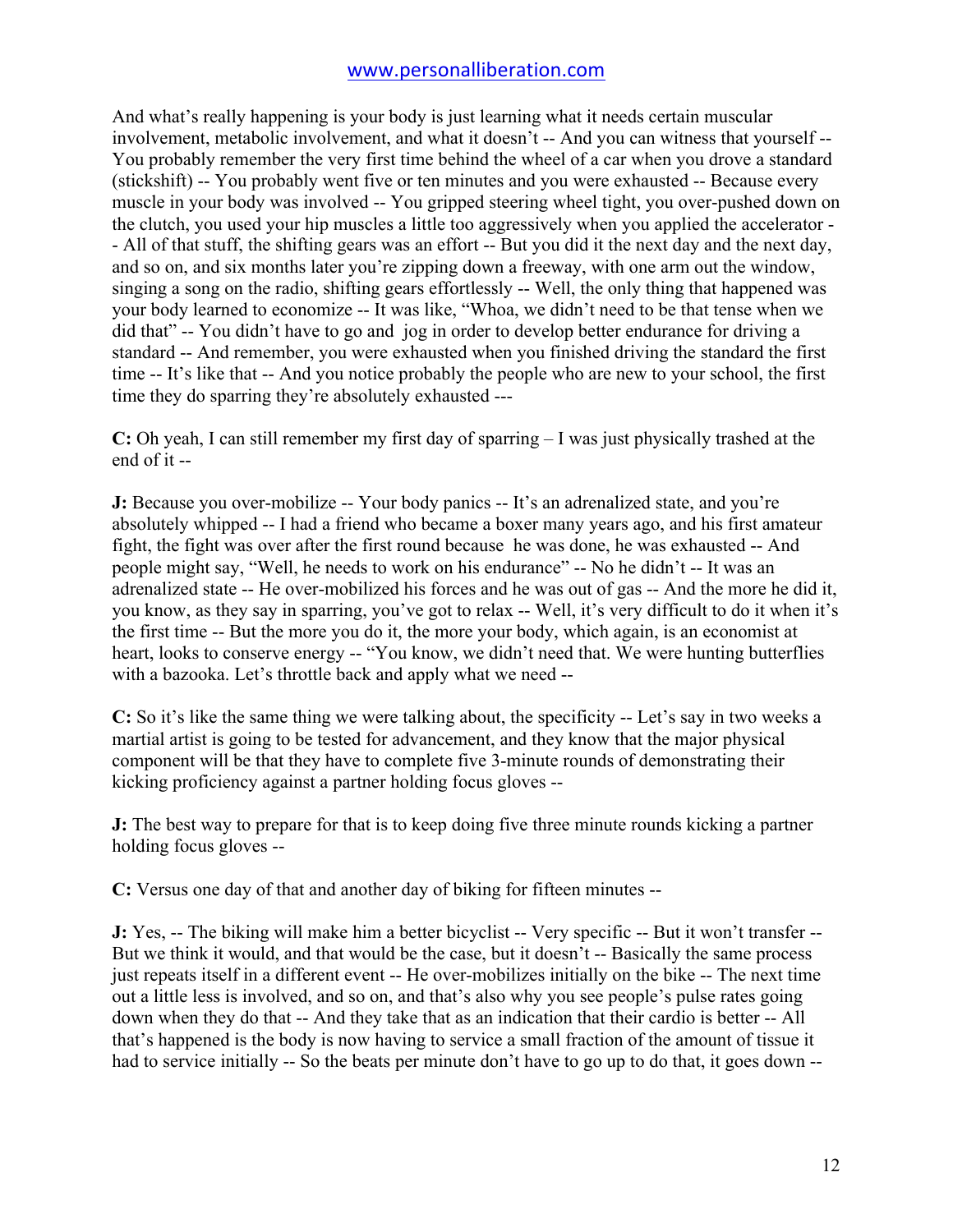And what's really happening is your body is just learning what it needs certain muscular involvement, metabolic involvement, and what it doesn't -- And you can witness that yourself -- You probably remember the very first time behind the wheel of a car when you drove a standard (stickshift) -- You probably went five or ten minutes and you were exhausted -- Because every muscle in your body was involved -- You gripped steering wheel tight, you over-pushed down on the clutch, you used your hip muscles a little too aggressively when you applied the accelerator -- All of that stuff, the shifting gears was an effort -- But you did it the next day and the next day, and so on, and six months later you're zipping down a freeway, with one arm out the window, singing a song on the radio, shifting gears effortlessly -- Well, the only thing that happened was your body learned to economize -- It was like, "Whoa, we didn't need to be that tense when we did that" -- You didn't have to go and jog in order to develop better endurance for driving a standard -- And remember, you were exhausted when you finished driving the standard the first time -- It's like that -- And you notice probably the people who are new to your school, the first time they do sparring they're absolutely exhausted ---

**C:** Oh yeah, I can still remember my first day of sparring – I was just physically trashed at the end of it --

**J:** Because you over-mobilize -- Your body panics -- It's an adrenalized state, and you're absolutely whipped -- I had a friend who became a boxer many years ago, and his first amateur fight, the fight was over after the first round because he was done, he was exhausted -- And people might say, "Well, he needs to work on his endurance" -- No he didn't -- It was an adrenalized state -- He over-mobilized his forces and he was out of gas -- And the more he did it, you know, as they say in sparring, you've got to relax -- Well, it's very difficult to do it when it's the first time -- But the more you do it, the more your body, which again, is an economist at heart, looks to conserve energy -- "You know, we didn't need that. We were hunting butterflies with a bazooka. Let's throttle back and apply what we need --

**C:** So it's like the same thing we were talking about, the specificity -- Let's say in two weeks a martial artist is going to be tested for advancement, and they know that the major physical component will be that they have to complete five 3-minute rounds of demonstrating their kicking proficiency against a partner holding focus gloves --

**J:** The best way to prepare for that is to keep doing five three minute rounds kicking a partner holding focus gloves --

**C:** Versus one day of that and another day of biking for fifteen minutes --

**J:** Yes, -- The biking will make him a better bicyclist -- Very specific -- But it won't transfer -- But we think it would, and that would be the case, but it doesn't -- Basically the same process just repeats itself in a different event -- He over-mobilizes initially on the bike -- The next time out a little less is involved, and so on, and that's also why you see people's pulse rates going down when they do that -- And they take that as an indication that their cardio is better -- All that's happened is the body is now having to service a small fraction of the amount of tissue it had to service initially -- So the beats per minute don't have to go up to do that, it goes down --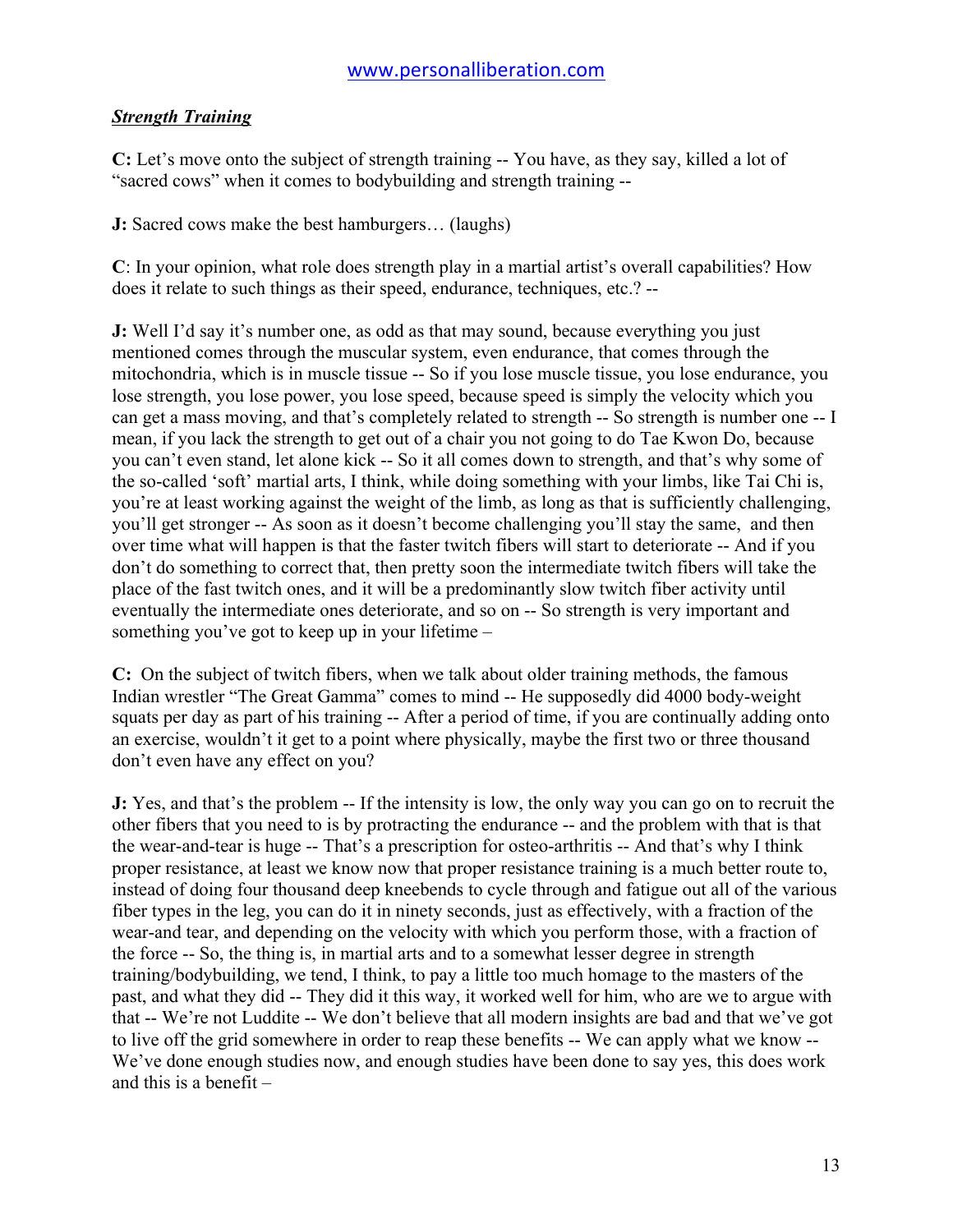***Strength Training***

**C:** Let's move onto the subject of strength training -- You have, as they say, killed a lot of "sacred cows" when it comes to bodybuilding and strength training --

**J:** Sacred cows make the best hamburgers… (laughs)

**C**: In your opinion, what role does strength play in a martial artist's overall capabilities? How does it relate to such things as their speed, endurance, techniques, etc.? --

**J:** Well I'd say it's number one, as odd as that may sound, because everything you just mentioned comes through the muscular system, even endurance, that comes through the mitochondria, which is in muscle tissue -- So if you lose muscle tissue, you lose endurance, you lose strength, you lose power, you lose speed, because speed is simply the velocity which you can get a mass moving, and that's completely related to strength -- So strength is number one -- I mean, if you lack the strength to get out of a chair you not going to do Tae Kwon Do, because you can't even stand, let alone kick -- So it all comes down to strength, and that's why some of the so-called 'soft' martial arts, I think, while doing something with your limbs, like Tai Chi is, you're at least working against the weight of the limb, as long as that is sufficiently challenging, you'll get stronger -- As soon as it doesn't become challenging you'll stay the same, and then over time what will happen is that the faster twitch fibers will start to deteriorate -- And if you don't do something to correct that, then pretty soon the intermediate twitch fibers will take the place of the fast twitch ones, and it will be a predominantly slow twitch fiber activity until eventually the intermediate ones deteriorate, and so on -- So strength is very important and something you've got to keep up in your lifetime –

**C:** On the subject of twitch fibers, when we talk about older training methods, the famous Indian wrestler "The Great Gamma" comes to mind -- He supposedly did 4000 body-weight squats per day as part of his training -- After a period of time, if you are continually adding onto an exercise, wouldn't it get to a point where physically, maybe the first two or three thousand don't even have any effect on you?

**J:** Yes, and that's the problem -- If the intensity is low, the only way you can go on to recruit the other fibers that you need to is by protracting the endurance -- and the problem with that is that the wear-and-tear is huge -- That's a prescription for osteo-arthritis -- And that's why I think proper resistance, at least we know now that proper resistance training is a much better route to, instead of doing four thousand deep kneebends to cycle through and fatigue out all of the various fiber types in the leg, you can do it in ninety seconds, just as effectively, with a fraction of the wear-and tear, and depending on the velocity with which you perform those, with a fraction of the force -- So, the thing is, in martial arts and to a somewhat lesser degree in strength training/bodybuilding, we tend, I think, to pay a little too much homage to the masters of the past, and what they did -- They did it this way, it worked well for him, who are we to argue with that -- We're not Luddite -- We don't believe that all modern insights are bad and that we've got to live off the grid somewhere in order to reap these benefits -- We can apply what we know -- We've done enough studies now, and enough studies have been done to say yes, this does work and this is a benefit –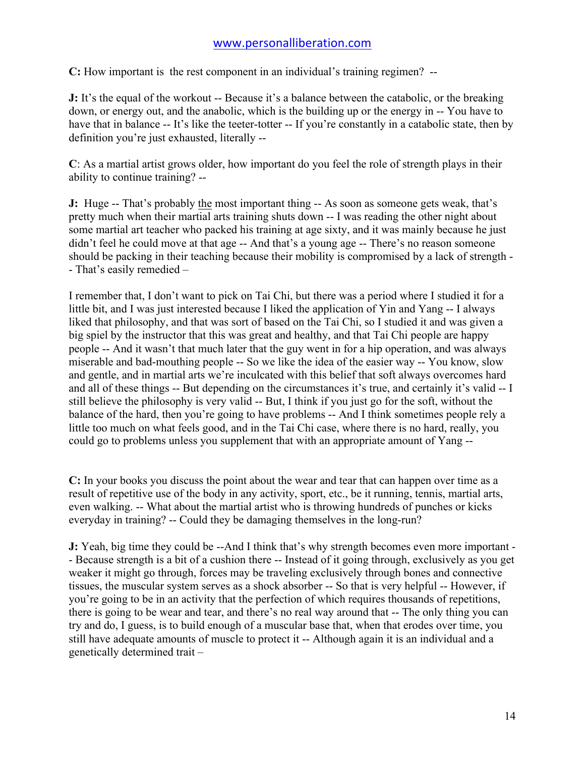**C:** How important is  the rest component in an individual's training regimen?  --

**J:** It's the equal of the workout -- Because it's a balance between the catabolic, or the breaking down, or energy out, and the anabolic, which is the building up or the energy in -- You have to have that in balance -- It's like the teeter-totter -- If you're constantly in a catabolic state, then by definition you're just exhausted, literally --

**C**: As a martial artist grows older, how important do you feel the role of strength plays in their ability to continue training? --

**J:**  Huge -- That's probably the most important thing -- As soon as someone gets weak, that's pretty much when their martial arts training shuts down -- I was reading the other night about some martial art teacher who packed his training at age sixty, and it was mainly because he just didn't feel he could move at that age -- And that's a young age -- There's no reason someone should be packing in their teaching because their mobility is compromised by a lack of strength -- That's easily remedied –

I remember that, I don't want to pick on Tai Chi, but there was a period where I studied it for a little bit, and I was just interested because I liked the application of Yin and Yang -- I always liked that philosophy, and that was sort of based on the Tai Chi, so I studied it and was given a big spiel by the instructor that this was great and healthy, and that Tai Chi people are happy people -- And it wasn't that much later that the guy went in for a hip operation, and was always miserable and bad-mouthing people -- So we like the idea of the easier way -- You know, slow and gentle, and in martial arts we're inculcated with this belief that soft always overcomes hard and all of these things -- But depending on the circumstances it's true, and certainly it's valid -- I still believe the philosophy is very valid -- But, I think if you just go for the soft, without the balance of the hard, then you're going to have problems -- And I think sometimes people rely a little too much on what feels good, and in the Tai Chi case, where there is no hard, really, you could go to problems unless you supplement that with an appropriate amount of Yang --

**C:** In your books you discuss the point about the wear and tear that can happen over time as a result of repetitive use of the body in any activity, sport, etc., be it running, tennis, martial arts, even walking. -- What about the martial artist who is throwing hundreds of punches or kicks everyday in training? -- Could they be damaging themselves in the long-run?

**J:** Yeah, big time they could be --And I think that's why strength becomes even more important -- Because strength is a bit of a cushion there -- Instead of it going through, exclusively as you get weaker it might go through, forces may be traveling exclusively through bones and connective tissues, the muscular system serves as a shock absorber -- So that is very helpful -- However, if you're going to be in an activity that the perfection of which requires thousands of repetitions, there is going to be wear and tear, and there's no real way around that -- The only thing you can try and do, I guess, is to build enough of a muscular base that, when that erodes over time, you still have adequate amounts of muscle to protect it -- Although again it is an individual and a genetically determined trait –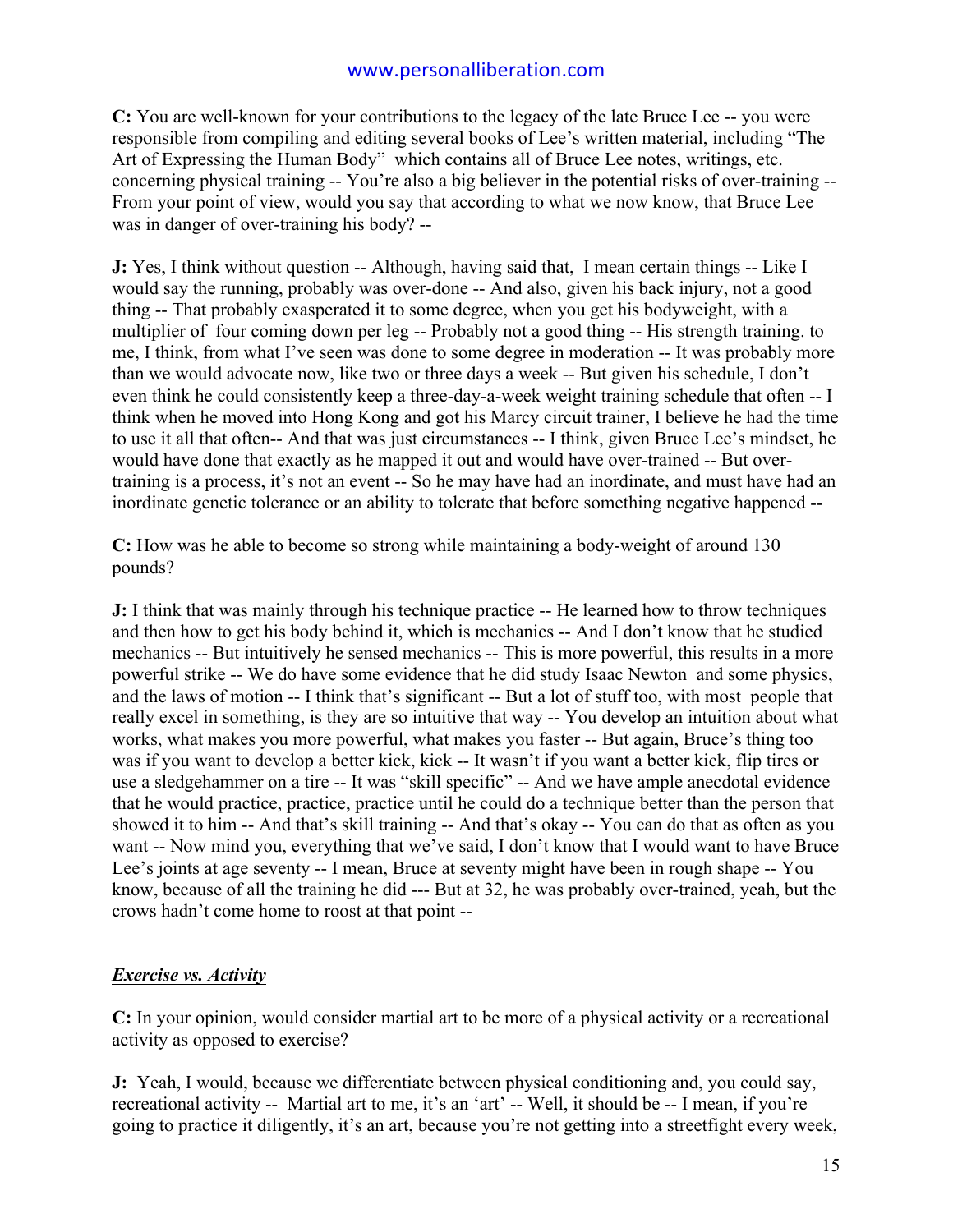**C:** You are well-known for your contributions to the legacy of the late Bruce Lee -- you were responsible from compiling and editing several books of Lee's written material, including "The Art of Expressing the Human Body" which contains all of Bruce Lee notes, writings, etc. concerning physical training -- You're also a big believer in the potential risks of over-training -- From your point of view, would you say that according to what we now know, that Bruce Lee was in danger of over-training his body? --

**J:** Yes, I think without question -- Although, having said that, I mean certain things -- Like I would say the running, probably was over-done -- And also, given his back injury, not a good thing -- That probably exasperated it to some degree, when you get his bodyweight, with a multiplier of four coming down per leg -- Probably not a good thing -- His strength training. to me, I think, from what I've seen was done to some degree in moderation -- It was probably more than we would advocate now, like two or three days a week -- But given his schedule, I don't even think he could consistently keep a three-day-a-week weight training schedule that often -- I think when he moved into Hong Kong and got his Marcy circuit trainer, I believe he had the time to use it all that often-- And that was just circumstances -- I think, given Bruce Lee's mindset, he would have done that exactly as he mapped it out and would have over-trained -- But over-training is a process, it's not an event -- So he may have had an inordinate, and must have had an inordinate genetic tolerance or an ability to tolerate that before something negative happened --

**C:** How was he able to become so strong while maintaining a body-weight of around 130 pounds?

**J:** I think that was mainly through his technique practice -- He learned how to throw techniques and then how to get his body behind it, which is mechanics -- And I don't know that he studied mechanics -- But intuitively he sensed mechanics -- This is more powerful, this results in a more powerful strike -- We do have some evidence that he did study Isaac Newton and some physics, and the laws of motion -- I think that's significant -- But a lot of stuff too, with most people that really excel in something, is they are so intuitive that way -- You develop an intuition about what works, what makes you more powerful, what makes you faster -- But again, Bruce's thing too was if you want to develop a better kick, kick -- It wasn't if you want a better kick, flip tires or use a sledgehammer on a tire -- It was "skill specific" -- And we have ample anecdotal evidence that he would practice, practice, practice until he could do a technique better than the person that showed it to him -- And that's skill training -- And that's okay -- You can do that as often as you want -- Now mind you, everything that we've said, I don't know that I would want to have Bruce Lee's joints at age seventy -- I mean, Bruce at seventy might have been in rough shape -- You know, because of all the training he did --- But at 32, he was probably over-trained, yeah, but the crows hadn't come home to roost at that point --

## ***Exercise vs. Activity***

**C:** In your opinion, would consider martial art to be more of a physical activity or a recreational activity as opposed to exercise?

**J:** Yeah, I would, because we differentiate between physical conditioning and, you could say, recreational activity -- Martial art to me, it's an 'art' -- Well, it should be -- I mean, if you're going to practice it diligently, it's an art, because you're not getting into a streetfight every week,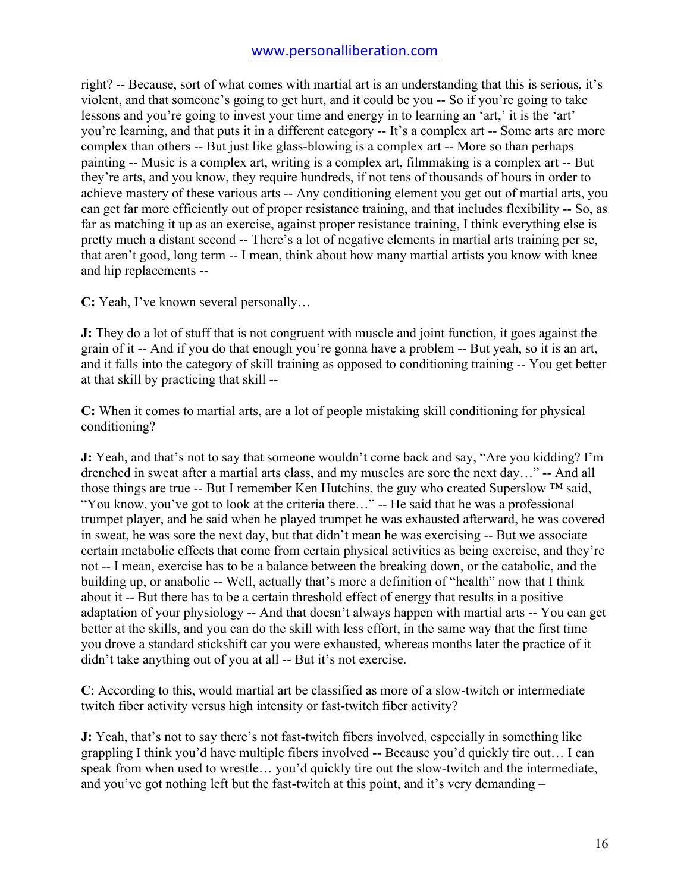right? -- Because, sort of what comes with martial art is an understanding that this is serious, it's violent, and that someone's going to get hurt, and it could be you -- So if you're going to take lessons and you're going to invest your time and energy in to learning an 'art,' it is the 'art' you're learning, and that puts it in a different category -- It's a complex art -- Some arts are more complex than others -- But just like glass-blowing is a complex art -- More so than perhaps painting -- Music is a complex art, writing is a complex art, filmmaking is a complex art -- But they're arts, and you know, they require hundreds, if not tens of thousands of hours in order to achieve mastery of these various arts -- Any conditioning element you get out of martial arts, you can get far more efficiently out of proper resistance training, and that includes flexibility -- So, as far as matching it up as an exercise, against proper resistance training, I think everything else is pretty much a distant second -- There's a lot of negative elements in martial arts training per se, that aren't good, long term -- I mean, think about how many martial artists you know with knee and hip replacements --

**C:** Yeah, I've known several personally…

**J:** They do a lot of stuff that is not congruent with muscle and joint function, it goes against the grain of it -- And if you do that enough you're gonna have a problem -- But yeah, so it is an art, and it falls into the category of skill training as opposed to conditioning training -- You get better at that skill by practicing that skill --

**C:** When it comes to martial arts, are a lot of people mistaking skill conditioning for physical conditioning?

**J:** Yeah, and that's not to say that someone wouldn't come back and say, "Are you kidding? I'm drenched in sweat after a martial arts class, and my muscles are sore the next day…" -- And all those things are true -- But I remember Ken Hutchins, the guy who created Superslow ™ said, "You know, you've got to look at the criteria there…" -- He said that he was a professional trumpet player, and he said when he played trumpet he was exhausted afterward, he was covered in sweat, he was sore the next day, but that didn't mean he was exercising -- But we associate certain metabolic effects that come from certain physical activities as being exercise, and they're not -- I mean, exercise has to be a balance between the breaking down, or the catabolic, and the building up, or anabolic -- Well, actually that's more a definition of "health" now that I think about it -- But there has to be a certain threshold effect of energy that results in a positive adaptation of your physiology -- And that doesn't always happen with martial arts -- You can get better at the skills, and you can do the skill with less effort, in the same way that the first time you drove a standard stickshift car you were exhausted, whereas months later the practice of it didn't take anything out of you at all -- But it's not exercise.

**C**: According to this, would martial art be classified as more of a slow-twitch or intermediate twitch fiber activity versus high intensity or fast-twitch fiber activity?

**J:** Yeah, that's not to say there's not fast-twitch fibers involved, especially in something like grappling I think you'd have multiple fibers involved -- Because you'd quickly tire out… I can speak from when used to wrestle… you'd quickly tire out the slow-twitch and the intermediate, and you've got nothing left but the fast-twitch at this point, and it's very demanding –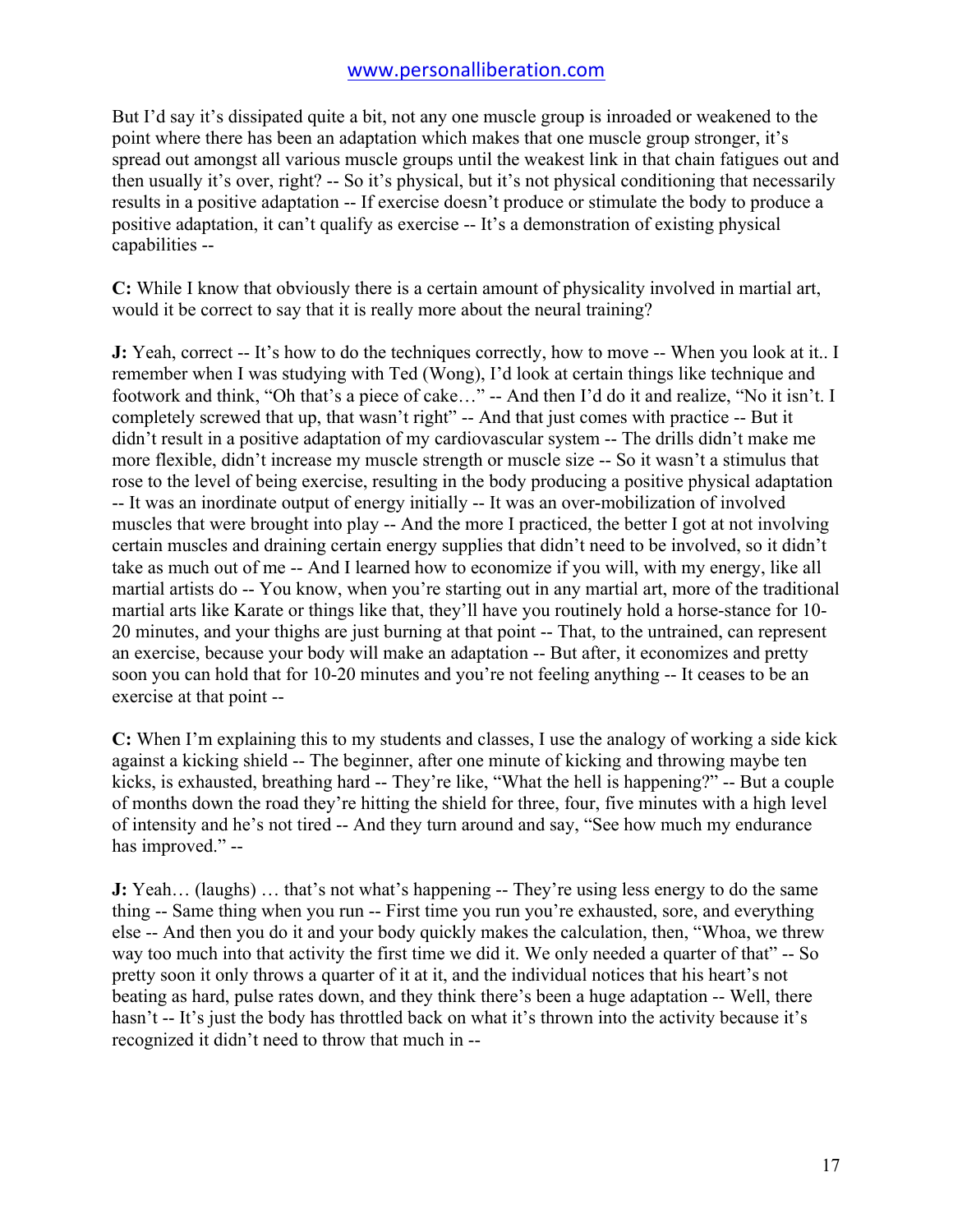But I'd say it's dissipated quite a bit, not any one muscle group is inroaded or weakened to the point where there has been an adaptation which makes that one muscle group stronger, it's spread out amongst all various muscle groups until the weakest link in that chain fatigues out and then usually it's over, right? -- So it's physical, but it's not physical conditioning that necessarily results in a positive adaptation -- If exercise doesn't produce or stimulate the body to produce a positive adaptation, it can't qualify as exercise -- It's a demonstration of existing physical capabilities --

**C:** While I know that obviously there is a certain amount of physicality involved in martial art, would it be correct to say that it is really more about the neural training?

**J:** Yeah, correct -- It's how to do the techniques correctly, how to move -- When you look at it.. I remember when I was studying with Ted (Wong), I'd look at certain things like technique and footwork and think, "Oh that's a piece of cake…" -- And then I'd do it and realize, "No it isn't. I completely screwed that up, that wasn't right" -- And that just comes with practice -- But it didn't result in a positive adaptation of my cardiovascular system -- The drills didn't make me more flexible, didn't increase my muscle strength or muscle size -- So it wasn't a stimulus that rose to the level of being exercise, resulting in the body producing a positive physical adaptation -- It was an inordinate output of energy initially -- It was an over-mobilization of involved muscles that were brought into play -- And the more I practiced, the better I got at not involving certain muscles and draining certain energy supplies that didn't need to be involved, so it didn't take as much out of me -- And I learned how to economize if you will, with my energy, like all martial artists do -- You know, when you're starting out in any martial art, more of the traditional martial arts like Karate or things like that, they'll have you routinely hold a horse-stance for 10-20 minutes, and your thighs are just burning at that point -- That, to the untrained, can represent an exercise, because your body will make an adaptation -- But after, it economizes and pretty soon you can hold that for 10-20 minutes and you're not feeling anything -- It ceases to be an exercise at that point --

**C:** When I'm explaining this to my students and classes, I use the analogy of working a side kick against a kicking shield -- The beginner, after one minute of kicking and throwing maybe ten kicks, is exhausted, breathing hard -- They're like, "What the hell is happening?" -- But a couple of months down the road they're hitting the shield for three, four, five minutes with a high level of intensity and he's not tired -- And they turn around and say, "See how much my endurance has improved." --

**J:** Yeah… (laughs) … that's not what's happening -- They're using less energy to do the same thing -- Same thing when you run -- First time you run you're exhausted, sore, and everything else -- And then you do it and your body quickly makes the calculation, then, "Whoa, we threw way too much into that activity the first time we did it. We only needed a quarter of that" -- So pretty soon it only throws a quarter of it at it, and the individual notices that his heart's not beating as hard, pulse rates down, and they think there's been a huge adaptation -- Well, there hasn't -- It's just the body has throttled back on what it's thrown into the activity because it's recognized it didn't need to throw that much in --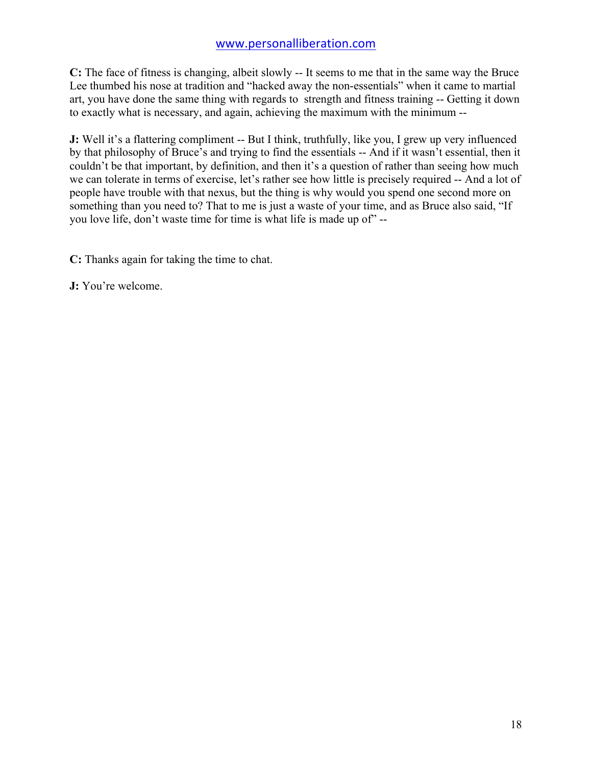**C:** The face of fitness is changing, albeit slowly -- It seems to me that in the same way the Bruce Lee thumbed his nose at tradition and "hacked away the non-essentials" when it came to martial art, you have done the same thing with regards to strength and fitness training -- Getting it down to exactly what is necessary, and again, achieving the maximum with the minimum --

**J:** Well it's a flattering compliment -- But I think, truthfully, like you, I grew up very influenced by that philosophy of Bruce's and trying to find the essentials -- And if it wasn't essential, then it couldn't be that important, by definition, and then it's a question of rather than seeing how much we can tolerate in terms of exercise, let's rather see how little is precisely required -- And a lot of people have trouble with that nexus, but the thing is why would you spend one second more on something than you need to? That to me is just a waste of your time, and as Bruce also said, "If you love life, don't waste time for time is what life is made up of" --

**C:** Thanks again for taking the time to chat.

**J:** You're welcome.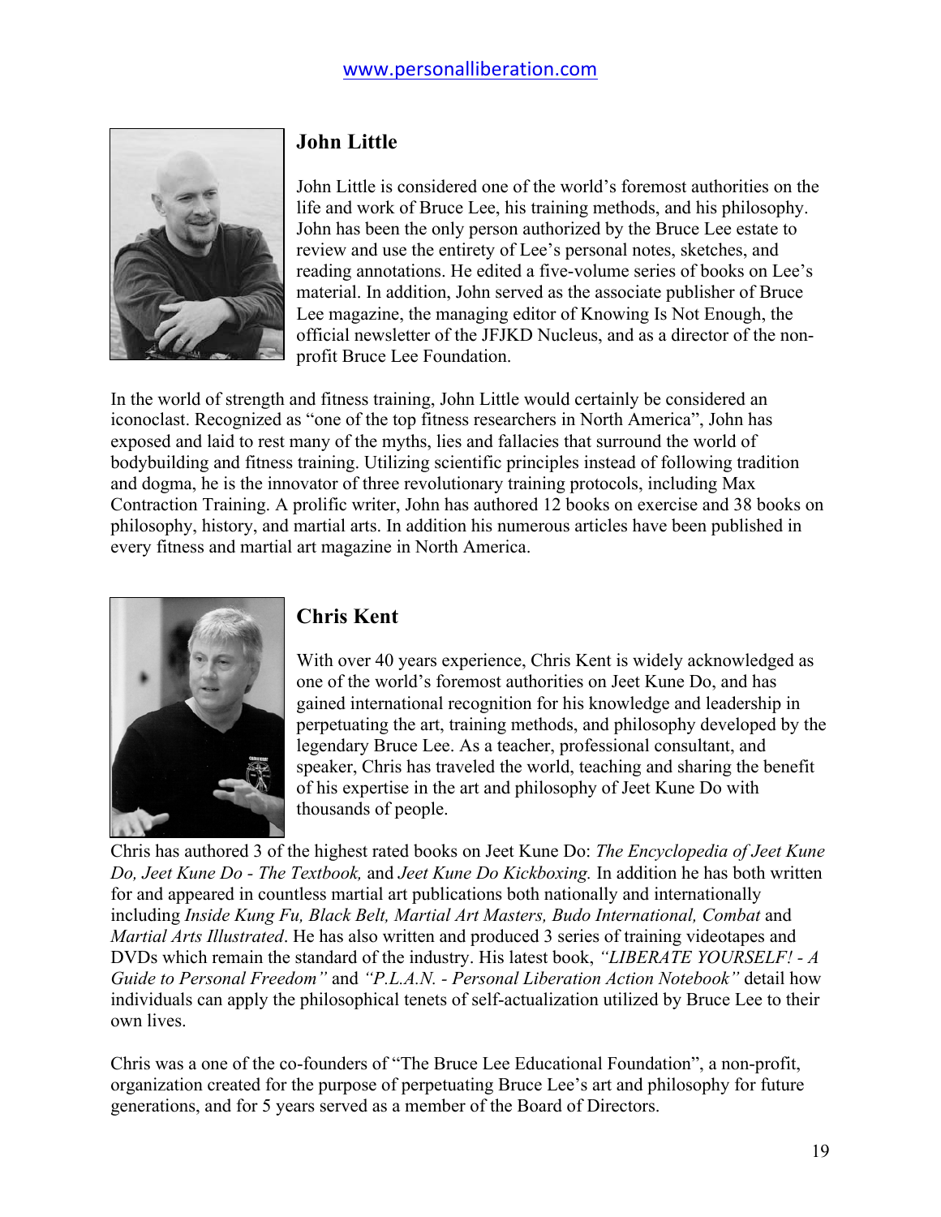www.personalliberation.com

## John Little

John Little is considered one of the world's foremost authorities on the life and work of Bruce Lee, his training methods, and his philosophy. John has been the only person authorized by the Bruce Lee estate to review and use the entirety of Lee's personal notes, sketches, and reading annotations. He edited a five-volume series of books on Lee's material. In addition, John served as the associate publisher of Bruce Lee magazine, the managing editor of Knowing Is Not Enough, the official newsletter of the JFJKD Nucleus, and as a director of the non-profit Bruce Lee Foundation.

In the world of strength and fitness training, John Little would certainly be considered an iconoclast. Recognized as "one of the top fitness researchers in North America", John has exposed and laid to rest many of the myths, lies and fallacies that surround the world of bodybuilding and fitness training. Utilizing scientific principles instead of following tradition and dogma, he is the innovator of three revolutionary training protocols, including Max Contraction Training. A prolific writer, John has authored 12 books on exercise and 38 books on philosophy, history, and martial arts. In addition his numerous articles have been published in every fitness and martial art magazine in North America.

## Chris Kent

With over 40 years experience, Chris Kent is widely acknowledged as one of the world's foremost authorities on Jeet Kune Do, and has gained international recognition for his knowledge and leadership in perpetuating the art, training methods, and philosophy developed by the legendary Bruce Lee. As a teacher, professional consultant, and speaker, Chris has traveled the world, teaching and sharing the benefit of his expertise in the art and philosophy of Jeet Kune Do with thousands of people.

Chris has authored 3 of the highest rated books on Jeet Kune Do: *The Encyclopedia of Jeet Kune Do, Jeet Kune Do - The Textbook,* and *Jeet Kune Do Kickboxing.* In addition he has both written for and appeared in countless martial art publications both nationally and internationally including *Inside Kung Fu, Black Belt, Martial Art Masters, Budo International, Combat* and *Martial Arts Illustrated*. He has also written and produced 3 series of training videotapes and DVDs which remain the standard of the industry. His latest book, *"LIBERATE YOURSELF! - A Guide to Personal Freedom"* and *"P.L.A.N. - Personal Liberation Action Notebook"* detail how individuals can apply the philosophical tenets of self-actualization utilized by Bruce Lee to their own lives.

Chris was a one of the co-founders of "The Bruce Lee Educational Foundation", a non-profit, organization created for the purpose of perpetuating Bruce Lee's art and philosophy for future generations, and for 5 years served as a member of the Board of Directors.